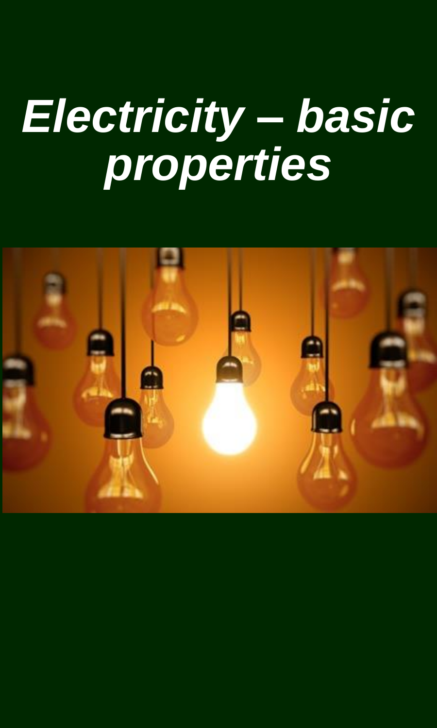# *Electricity – basic properties*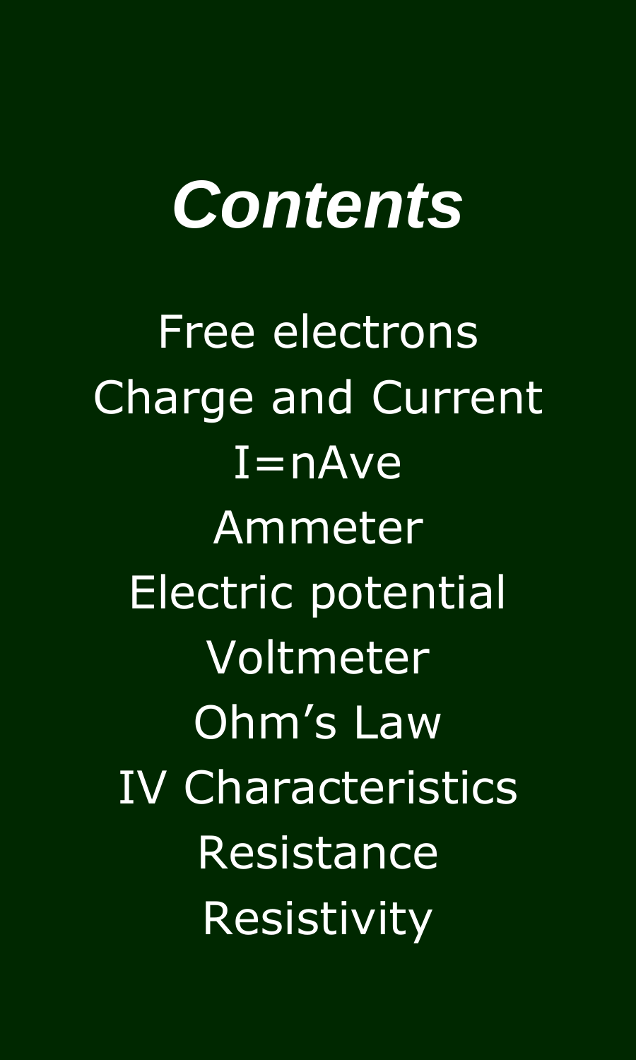# *Contents*

Free electrons

Charge and Current

$I=nAve$

Ammeter

Electric potential

Voltmeter

Ohm's Law

IV Characteristics

Resistance

Resistivity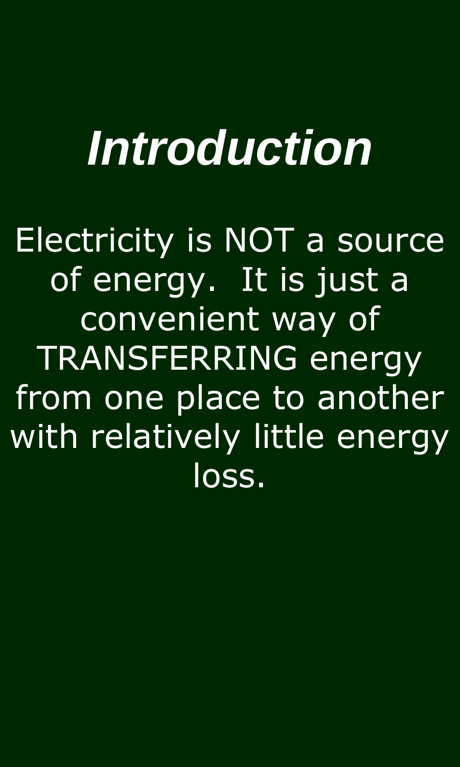# *Introduction*

Electricity is NOT a source of energy. It is just a convenient way of TRANSFERRING energy from one place to another with relatively little energy loss.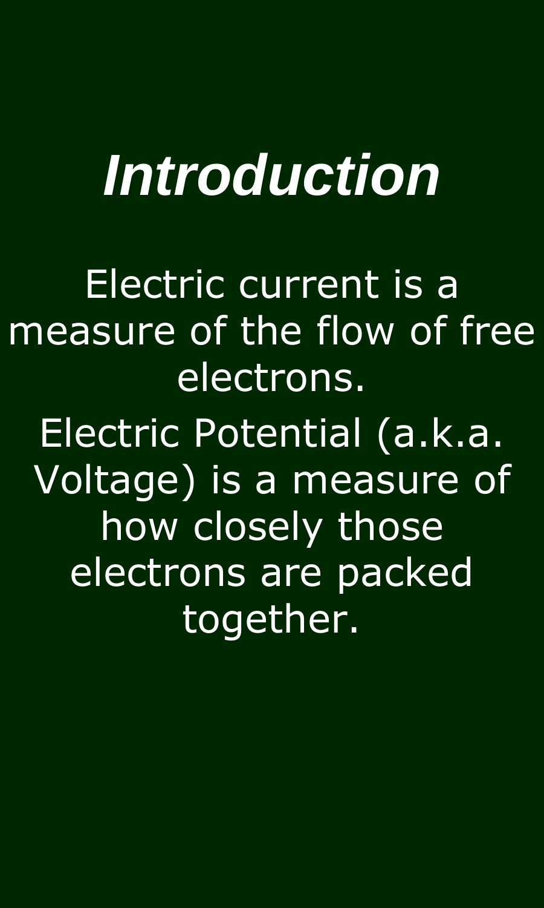# *Introduction*

Electric current is a measure of the flow of free electrons.

Electric Potential (a.k.a. Voltage) is a measure of how closely those electrons are packed together.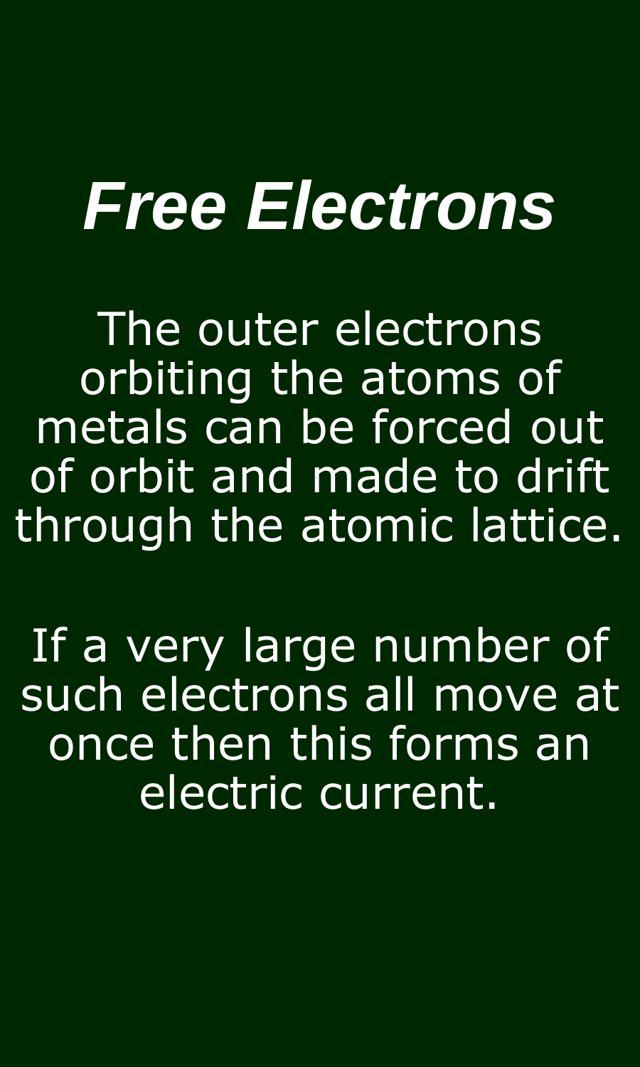# *Free Electrons*

The outer electrons orbiting the atoms of metals can be forced out of orbit and made to drift through the atomic lattice.

If a very large number of such electrons all move at once then this forms an electric current.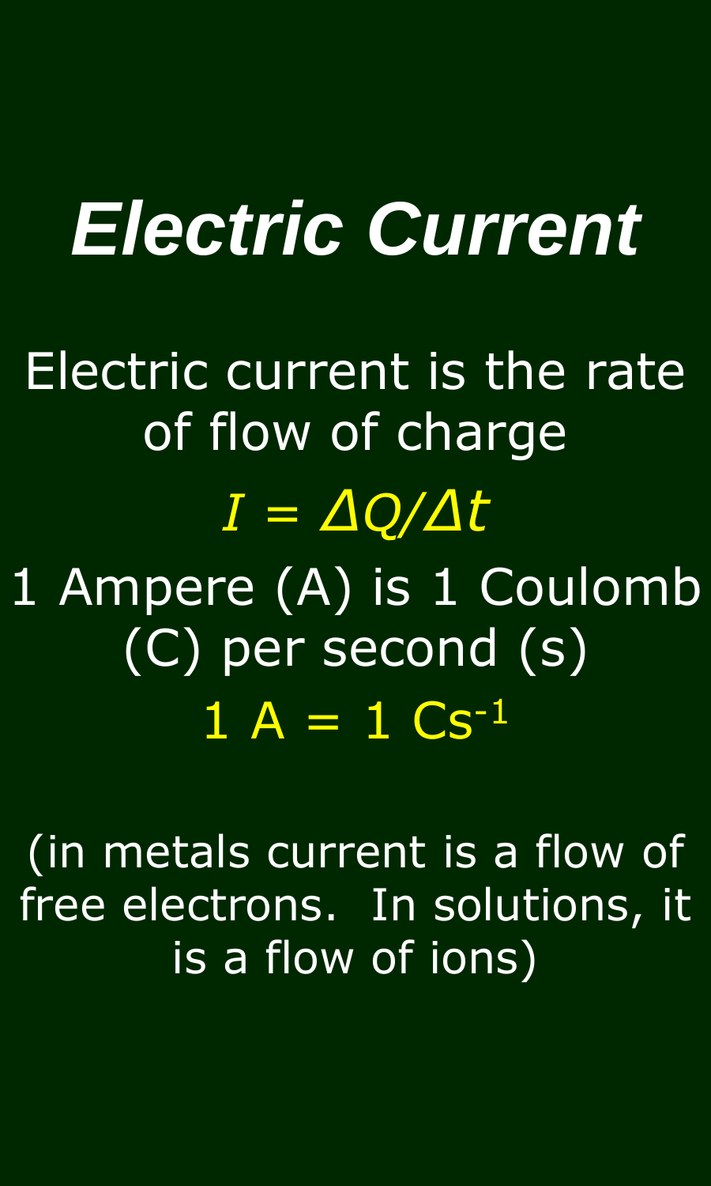# *Electric Current*

Electric current is the rate of flow of charge

$$I = \Delta Q/\Delta t$$

1 Ampere (A) is 1 Coulomb (C) per second (s)

$$1\ \text{A} = 1\ \text{Cs}^{-1}$$

(in metals current is a flow of free electrons. In solutions, it is a flow of ions)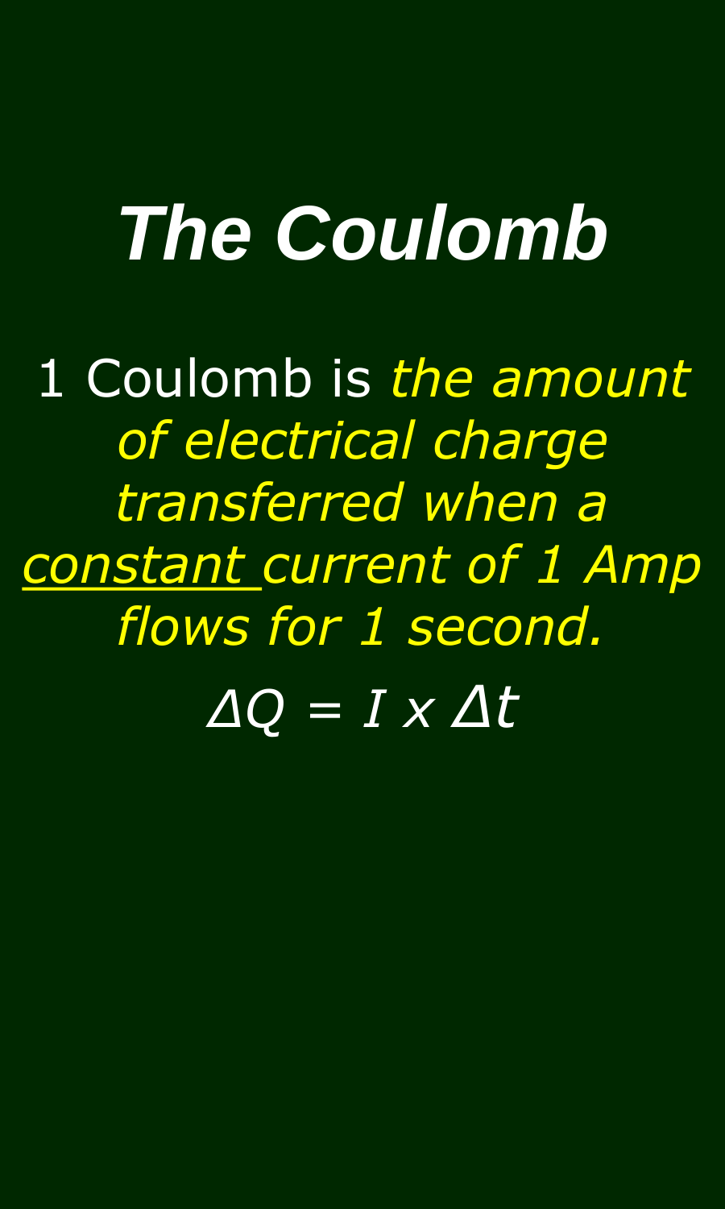# The Coulomb

1 Coulomb is *the amount of electrical charge transferred when a constant current of 1 Amp flows for 1 second.*

$$\Delta Q = I \times \Delta t$$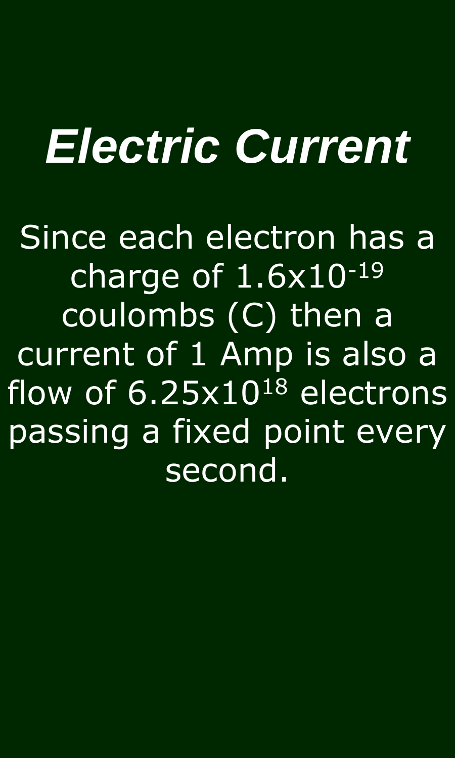# *Electric Current*

Since each electron has a charge of $1.6 \times 10^{-19}$ coulombs (C) then a current of 1 Amp is also a flow of $6.25 \times 10^{18}$ electrons passing a fixed point every second.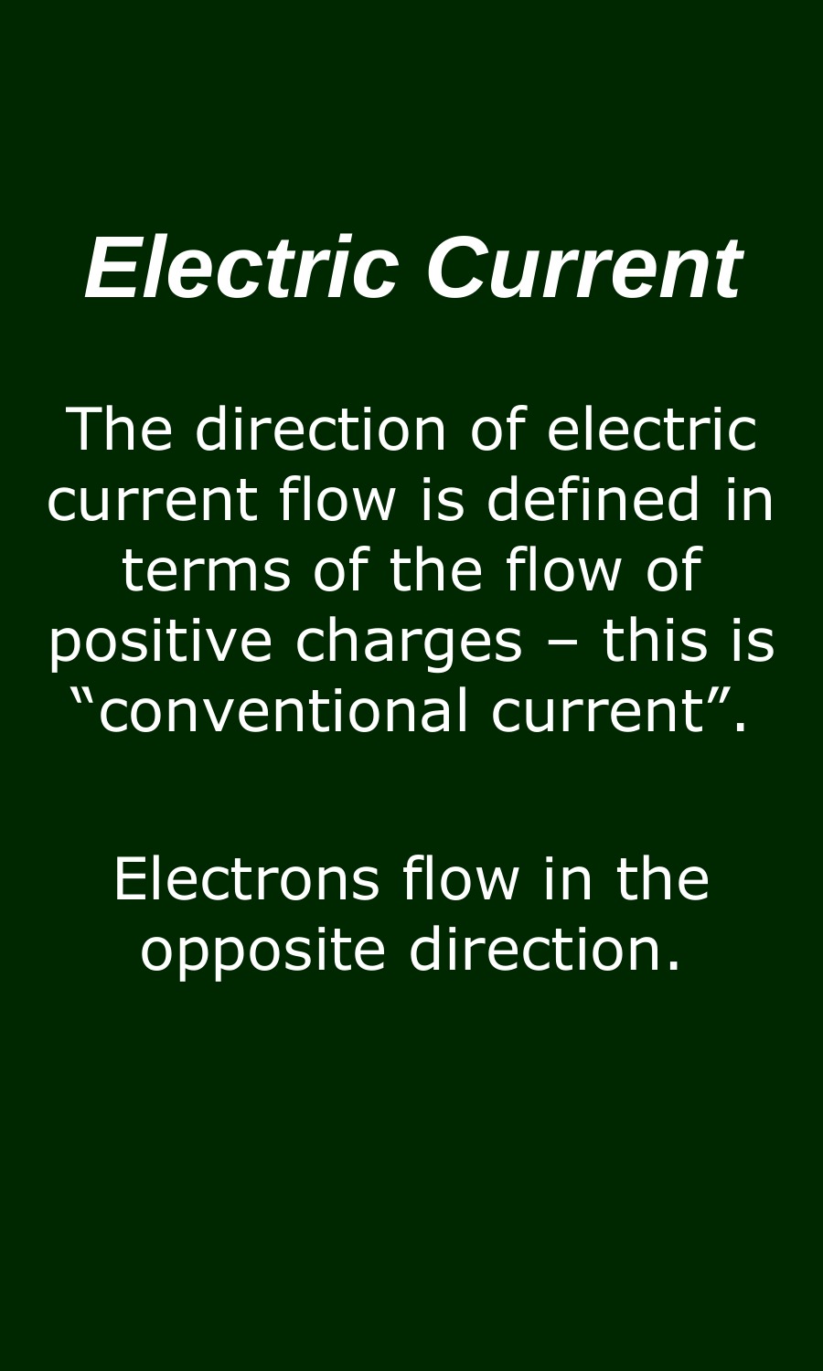# *Electric Current*

The direction of electric current flow is defined in terms of the flow of positive charges – this is “conventional current”.

Electrons flow in the opposite direction.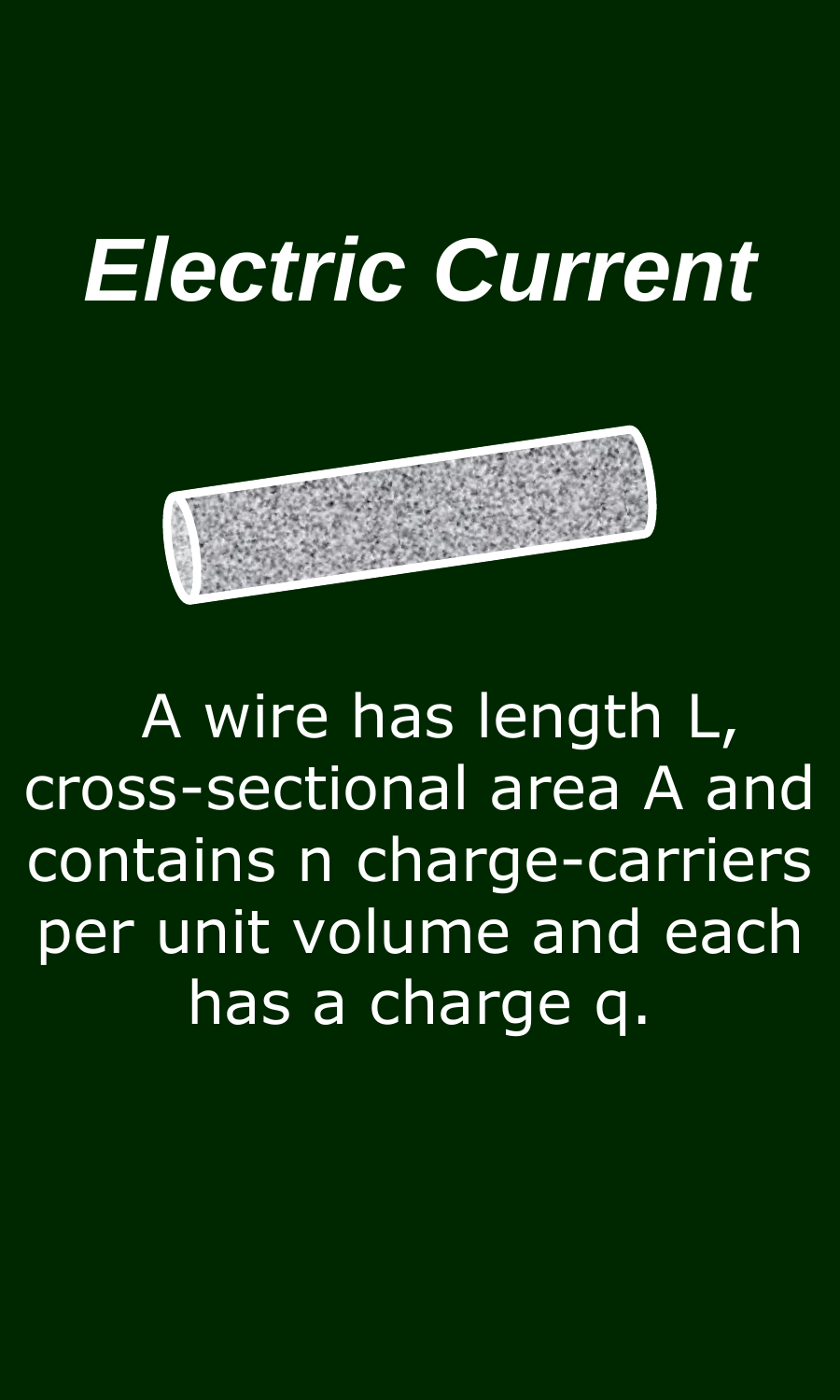# *Electric Current*

A wire has length L, cross-sectional area A and contains n charge-carriers per unit volume and each has a charge q.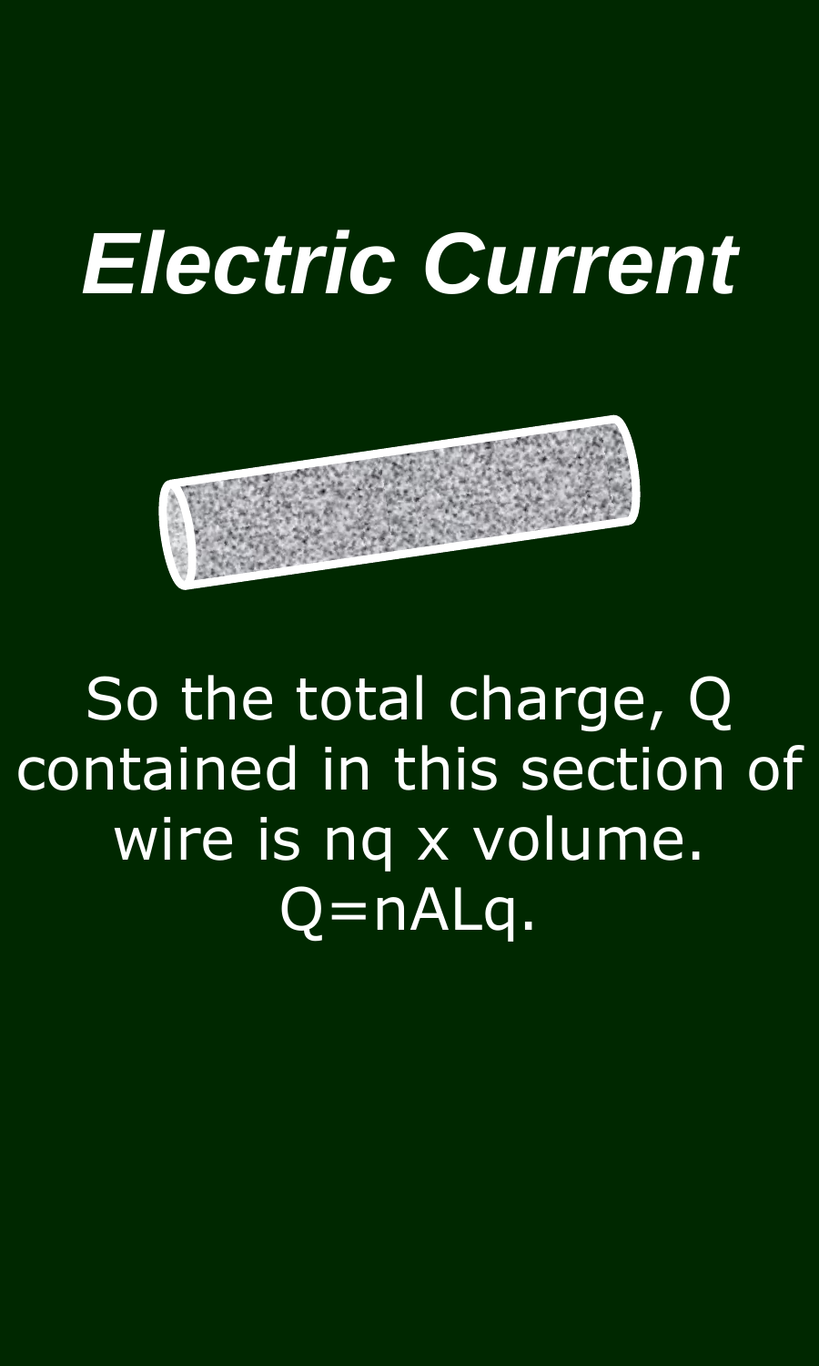# *Electric Current*

So the total charge, $Q$ contained in this section of wire is $nq$ x volume.

$Q=nALq$.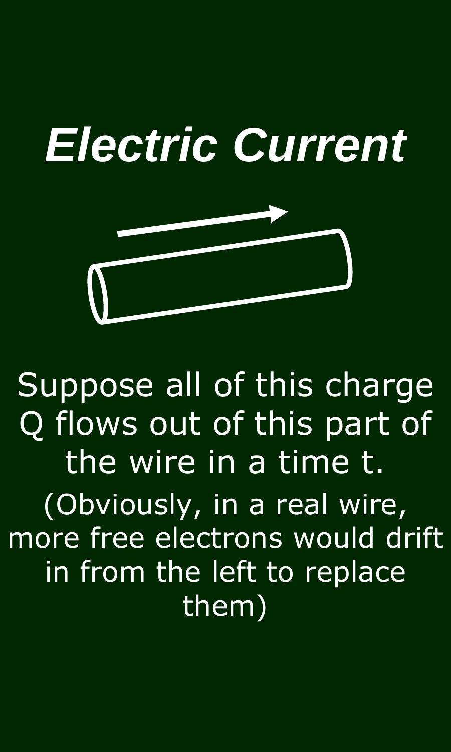# *Electric Current*

Suppose all of this charge Q flows out of this part of the wire in a time t.

(Obviously, in a real wire, more free electrons would drift in from the left to replace them)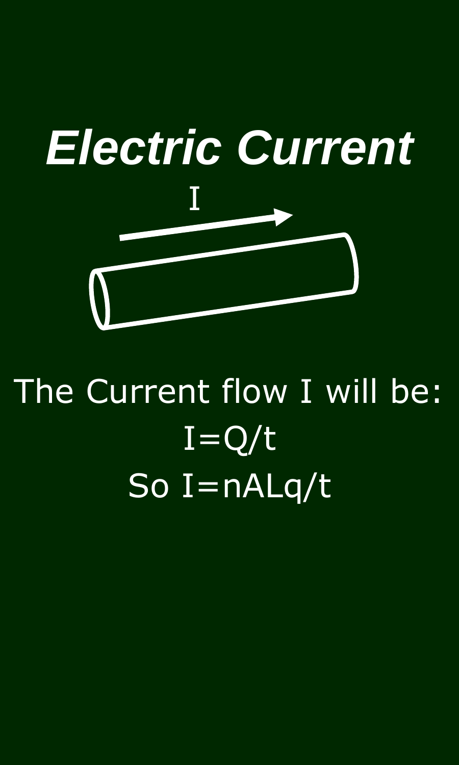# *Electric Current*

The Current flow I will be:

$$I=Q/t$$

So $I=nALq/t$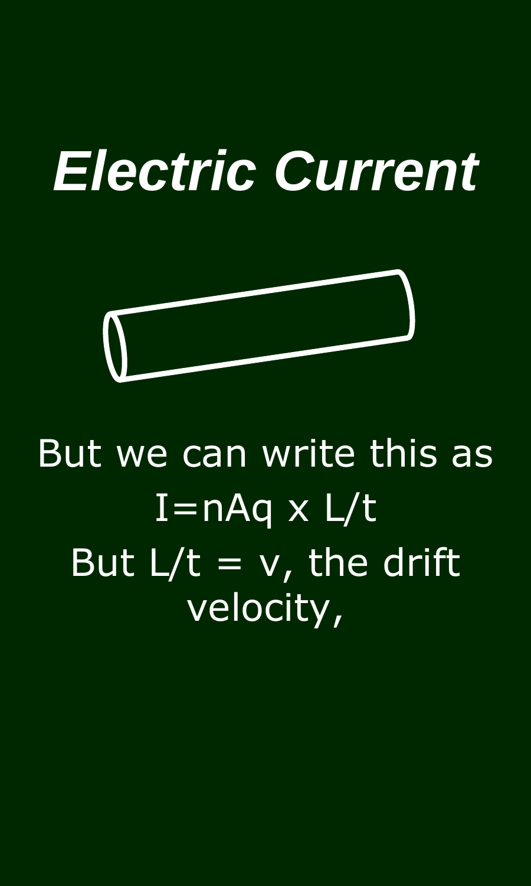# *Electric Current*

But we can write this as

$$I = nAq \times L/t$$

But $L/t = v$, the drift velocity,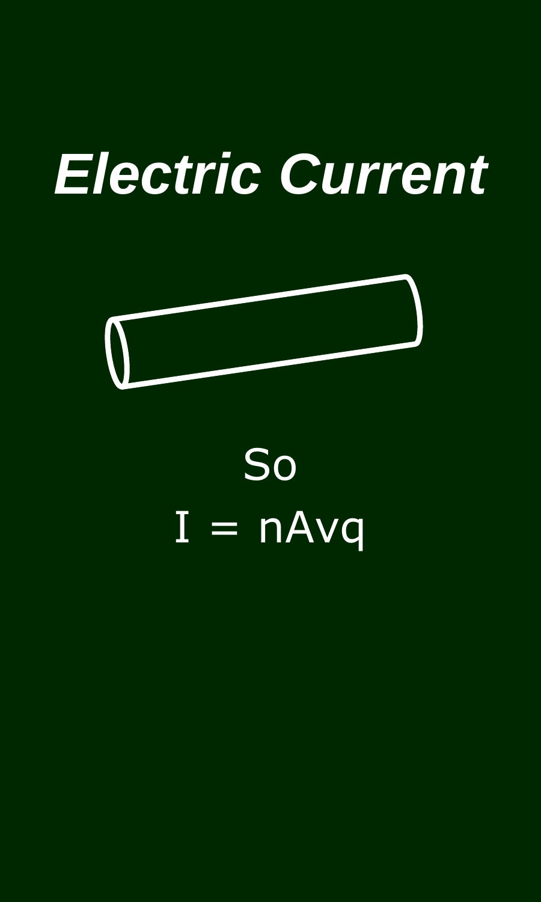# ***Electric Current***

So

$$I = nAvq$$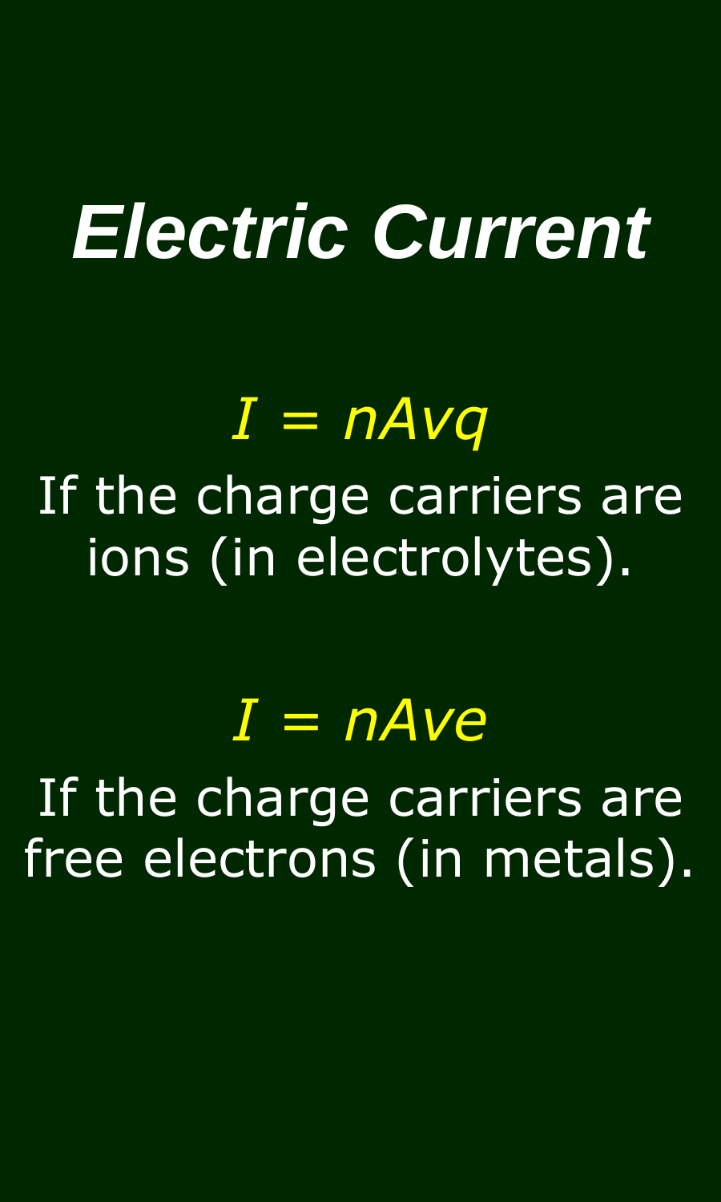# *Electric Current*

$$I = nAvq$$

If the charge carriers are ions (in electrolytes).

$$I = nAve$$

If the charge carriers are free electrons (in metals).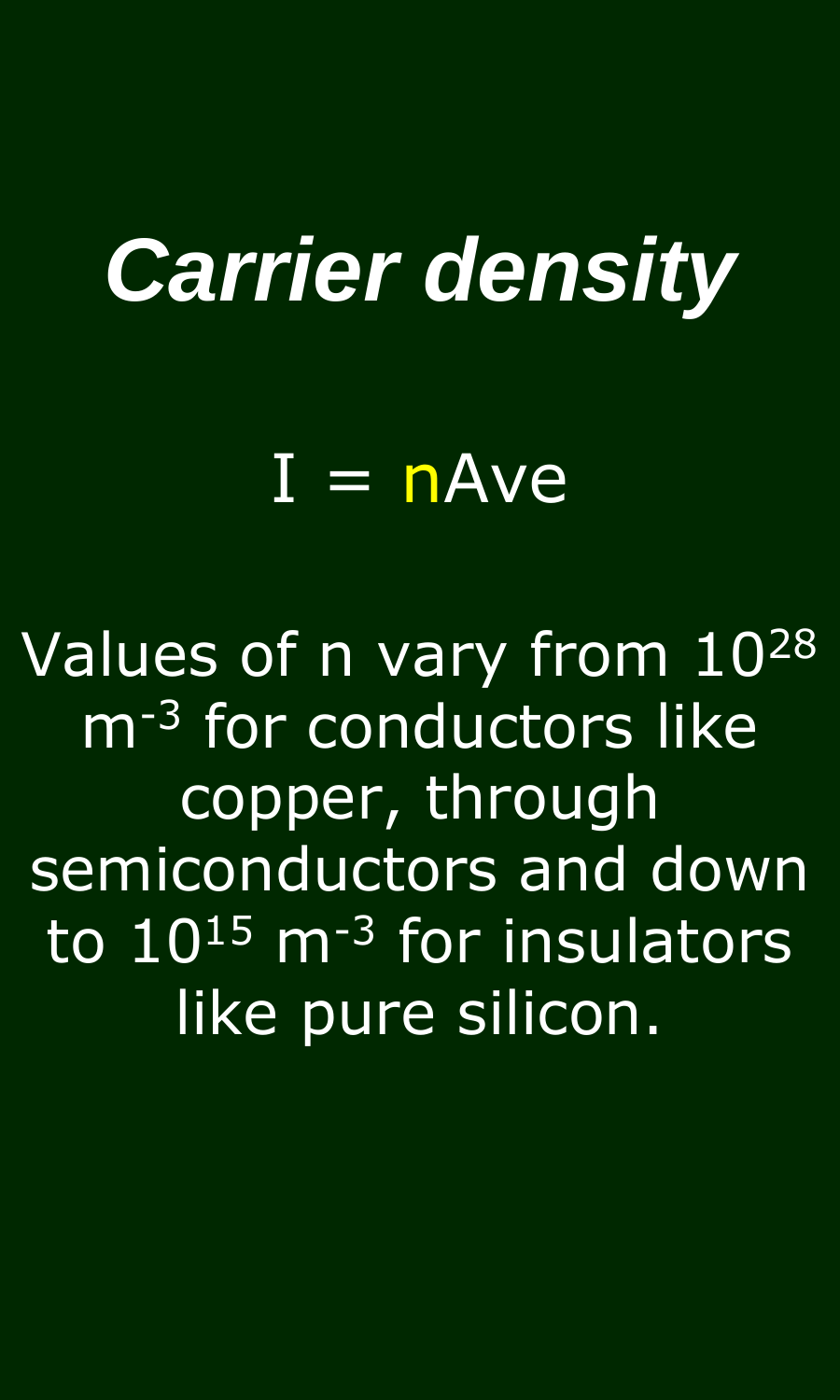# *Carrier density*

$$I = nAve$$

Values of n vary from $10^{28}$ $m^{-3}$ for conductors like copper, through semiconductors and down to $10^{15}$ $m^{-3}$ for insulators like pure silicon.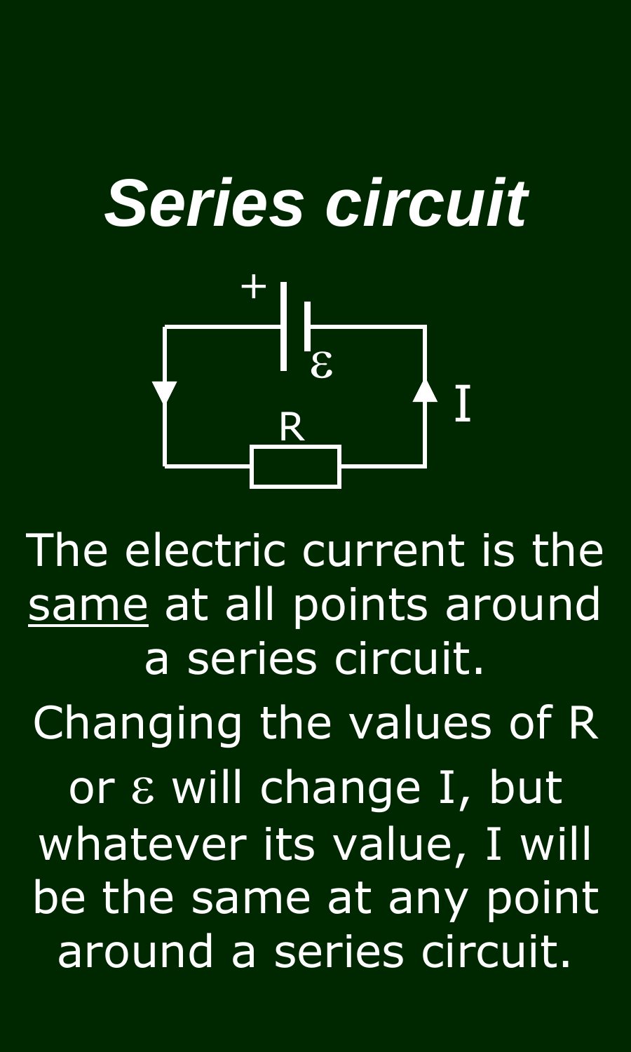# *Series circuit*

The electric current is the <u>same</u> at all points around a series circuit.

Changing the values of R or ε will change I, but whatever its value, I will be the same at any point around a series circuit.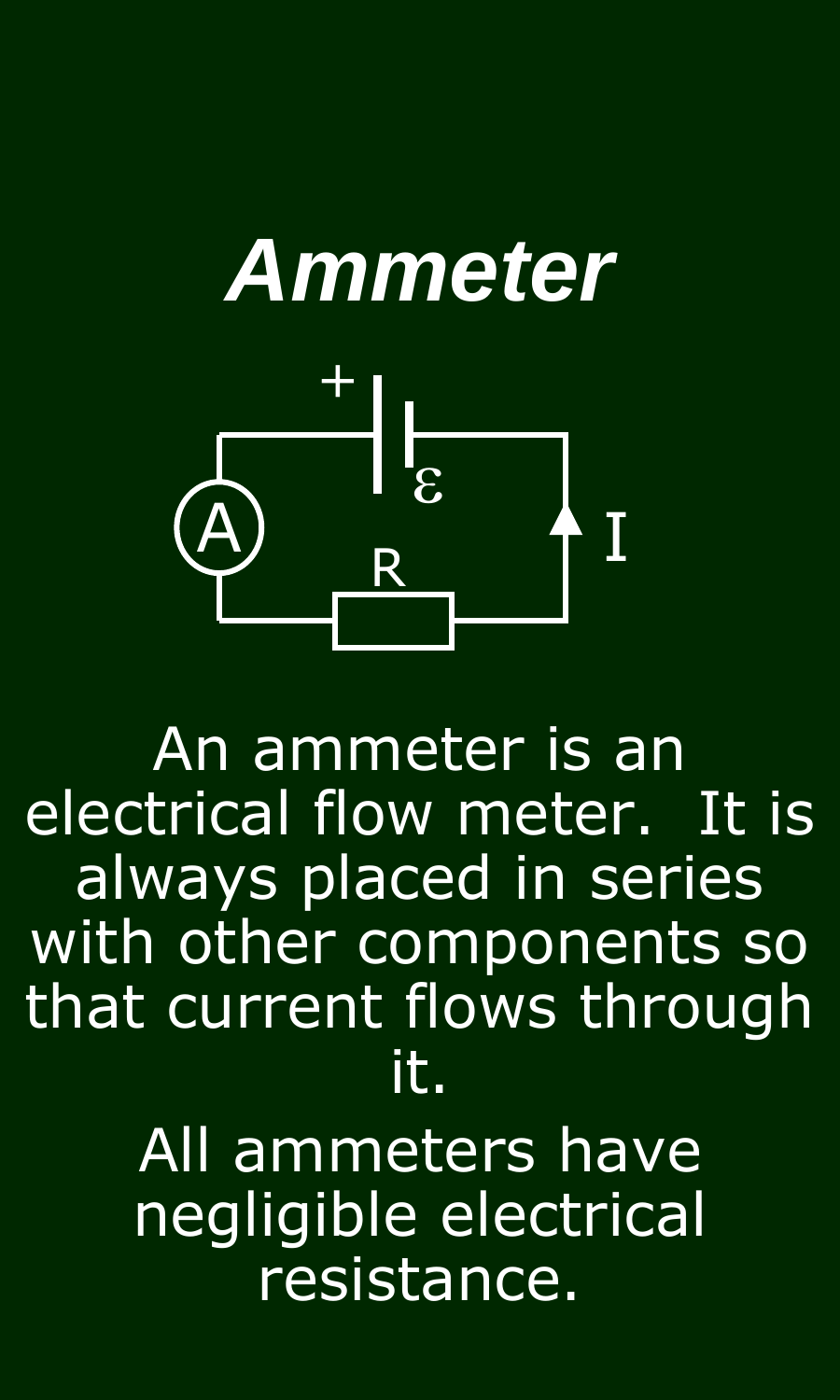# *Ammeter*

An ammeter is an electrical flow meter. It is always placed in series with other components so that current flows through it.

All ammeters have negligible electrical resistance.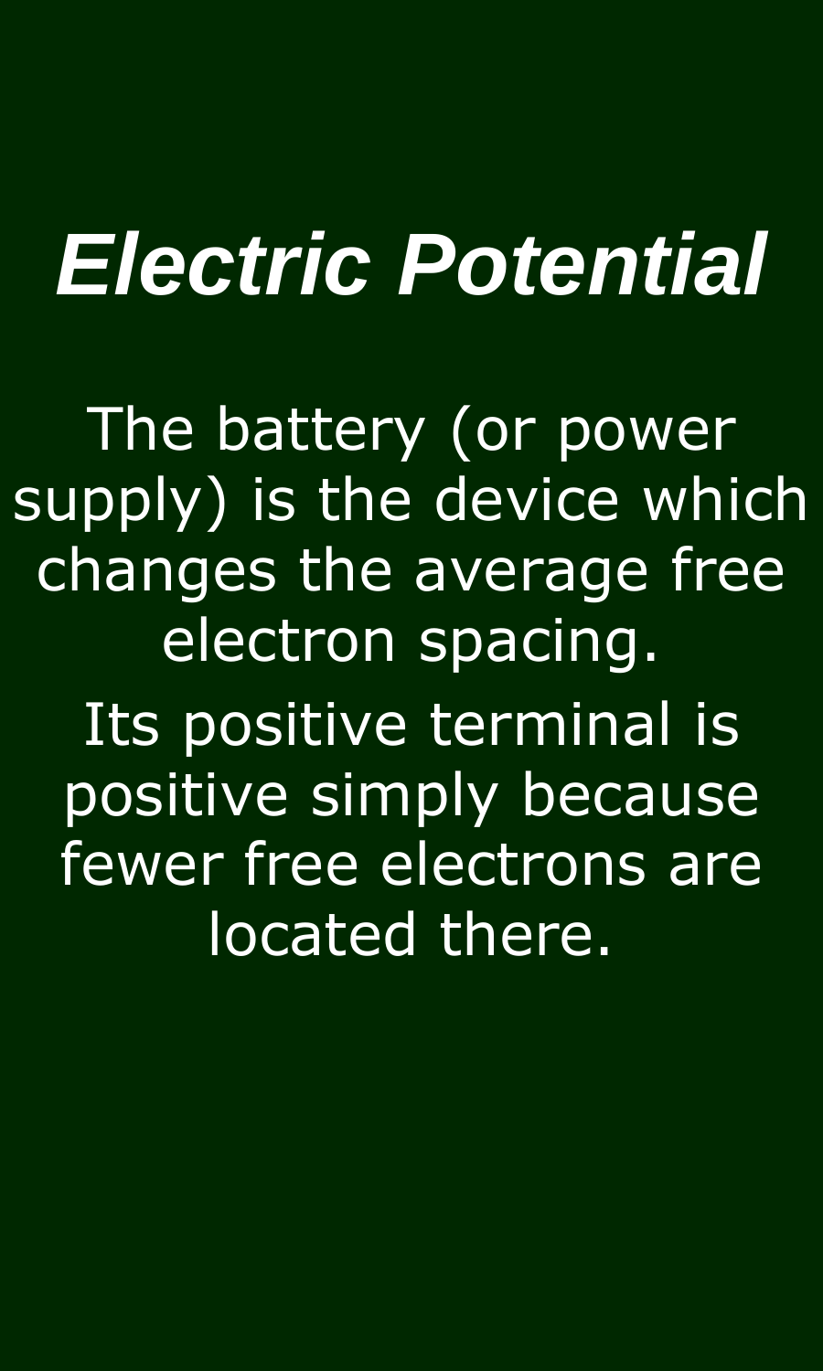# *Electric Potential*

The battery (or power supply) is the device which changes the average free electron spacing.

Its positive terminal is positive simply because fewer free electrons are located there.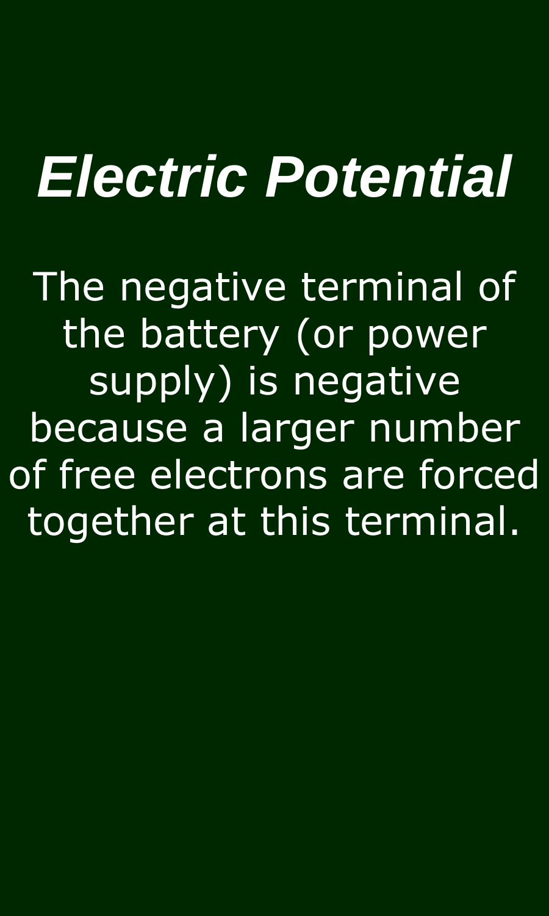# *Electric Potential*

The negative terminal of the battery (or power supply) is negative because a larger number of free electrons are forced together at this terminal.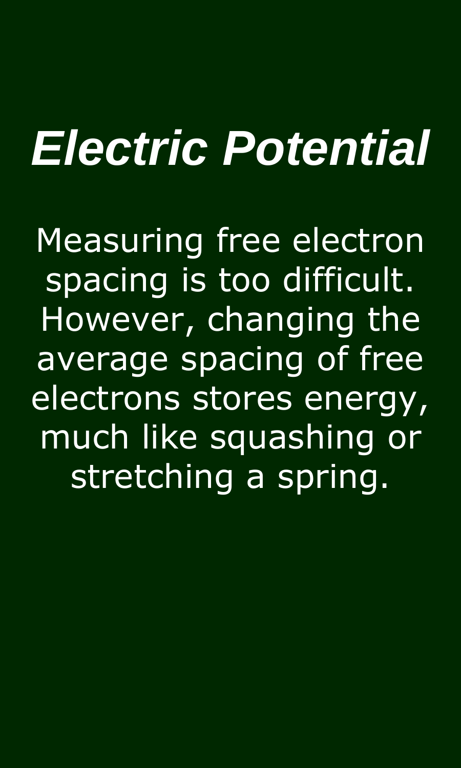# *Electric Potential*

Measuring free electron spacing is too difficult. However, changing the average spacing of free electrons stores energy, much like squashing or stretching a spring.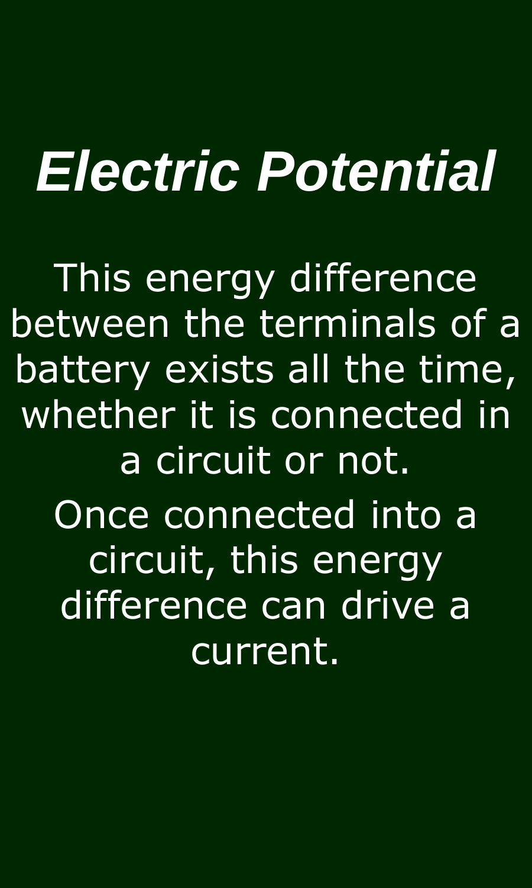# *Electric Potential*

This energy difference between the terminals of a battery exists all the time, whether it is connected in a circuit or not.

Once connected into a circuit, this energy difference can drive a current.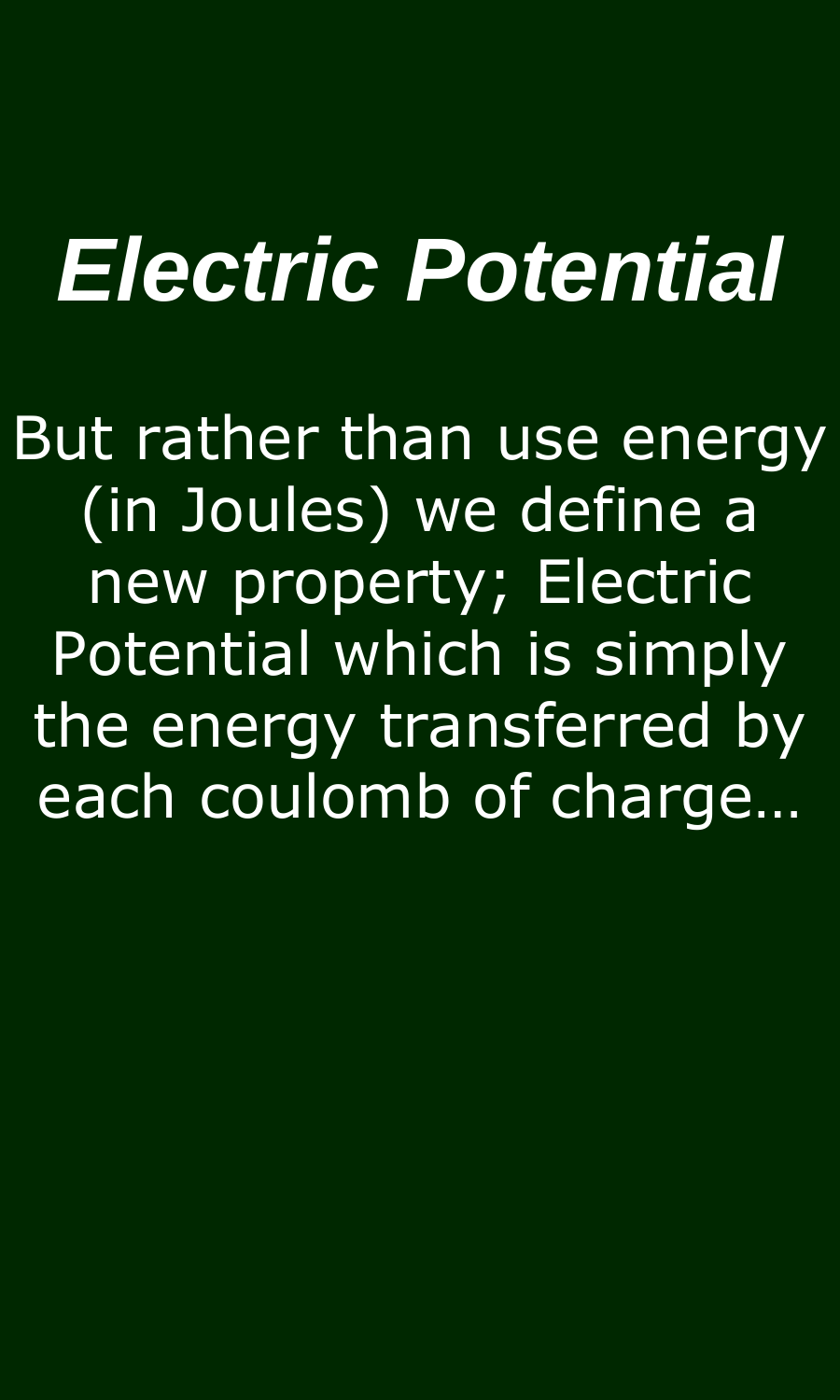# *Electric Potential*

But rather than use energy (in Joules) we define a new property; Electric Potential which is simply the energy transferred by each coulomb of charge…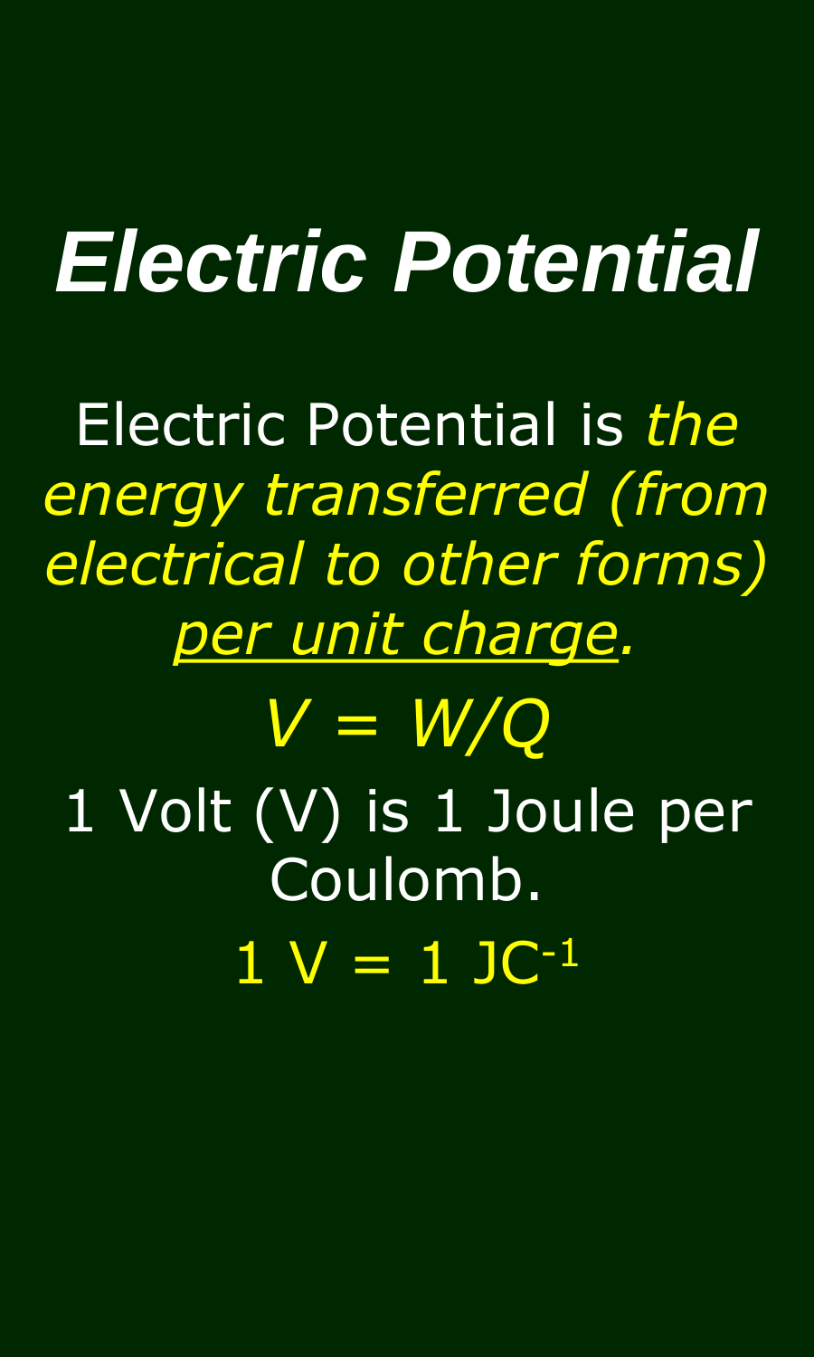# *Electric Potential*

Electric Potential is *the energy transferred (from electrical to other forms) per unit charge*.

$$V = W/Q$$

1 Volt (V) is 1 Joule per Coulomb.

$$1\ \text{V} = 1\ \text{JC}^{-1}$$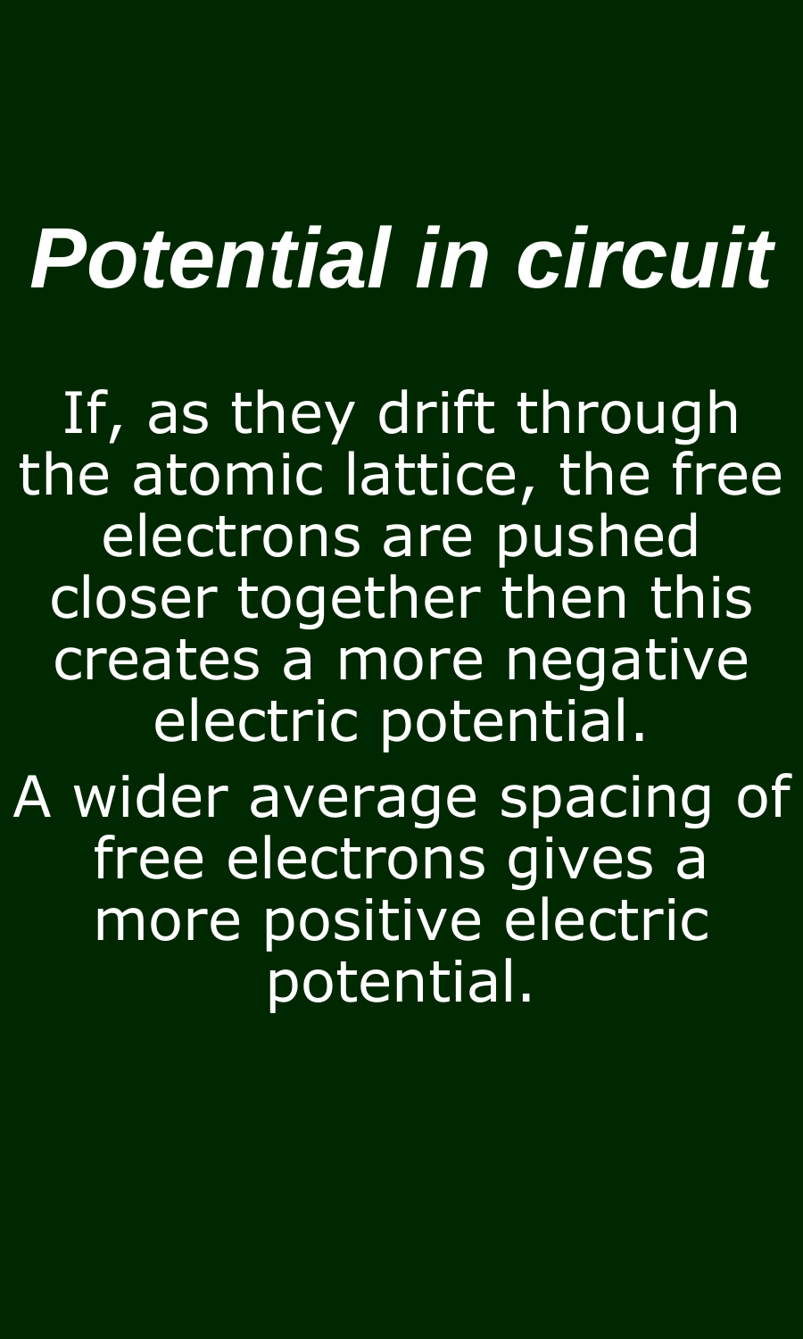# *Potential in circuit*

If, as they drift through the atomic lattice, the free electrons are pushed closer together then this creates a more negative electric potential.

A wider average spacing of free electrons gives a more positive electric potential.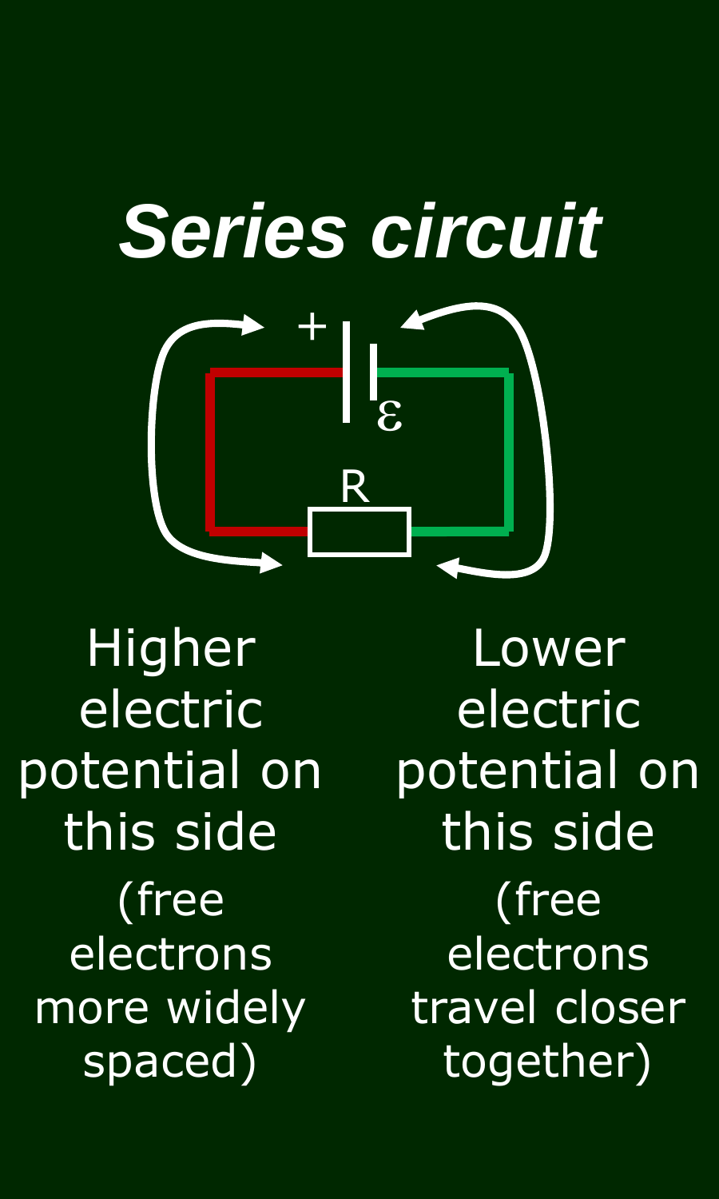# *Series circuit*

Higher electric potential on this side (free electrons more widely spaced)

Lower electric potential on this side (free electrons travel closer together)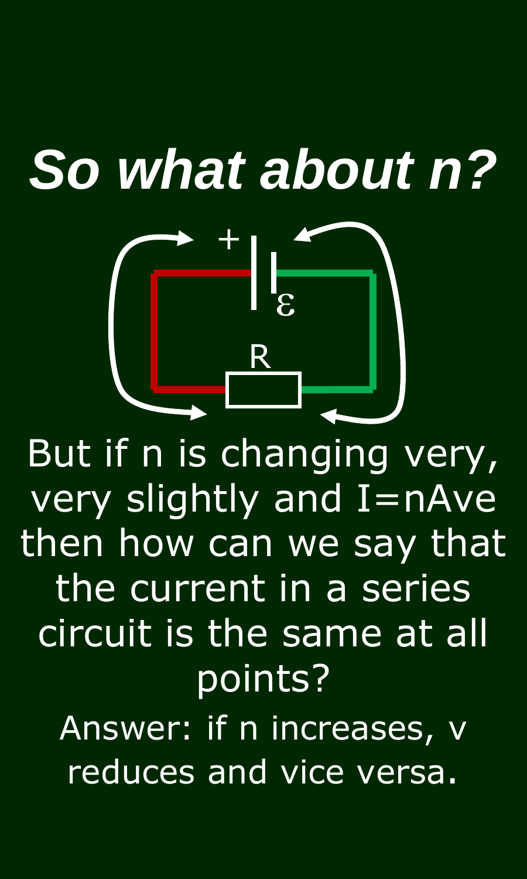# *So what about n?*

But if n is changing very, very slightly and $I=nAve$ then how can we say that the current in a series circuit is the same at all points?

Answer: if n increases, v reduces and vice versa.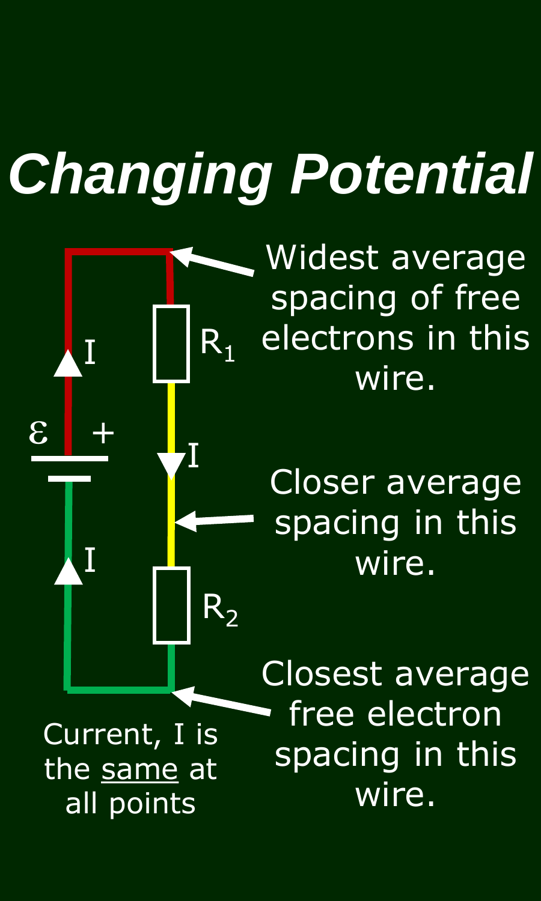# *Changing Potential*

$\varepsilon$ +

$I$

$R_1$

$I$

$I$

$R_2$

Widest average spacing of free electrons in this wire.

Closer average spacing in this wire.

Closest average free electron spacing in this wire.

Current, $I$ is the <u>same</u> at all points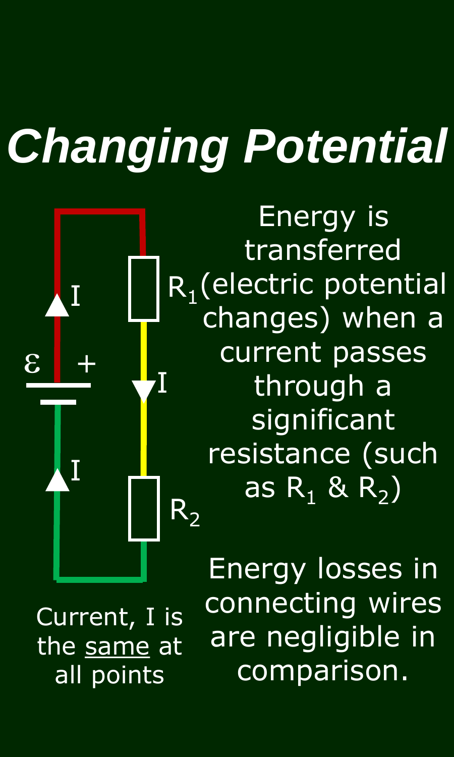# *Changing Potential*

Energy is transferred (electric potential changes) when a current passes through a significant resistance (such as $R_1$ & $R_2$)

Energy losses in connecting wires are negligible in comparison.

Current, I is the same at all points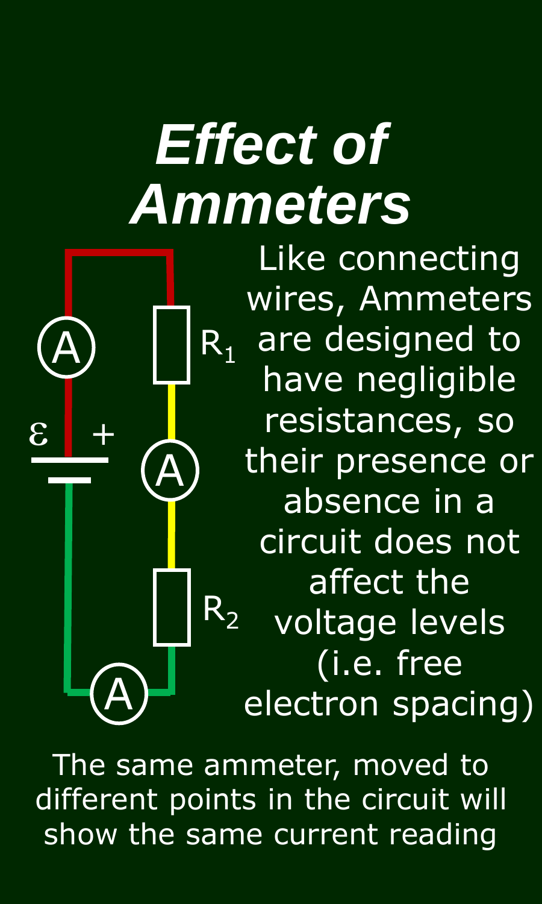# *Effect of Ammeters*

Like connecting wires, Ammeters are designed to have negligible resistances, so their presence or absence in a circuit does not affect the voltage levels (i.e. free electron spacing)

The same ammeter, moved to different points in the circuit will show the same current reading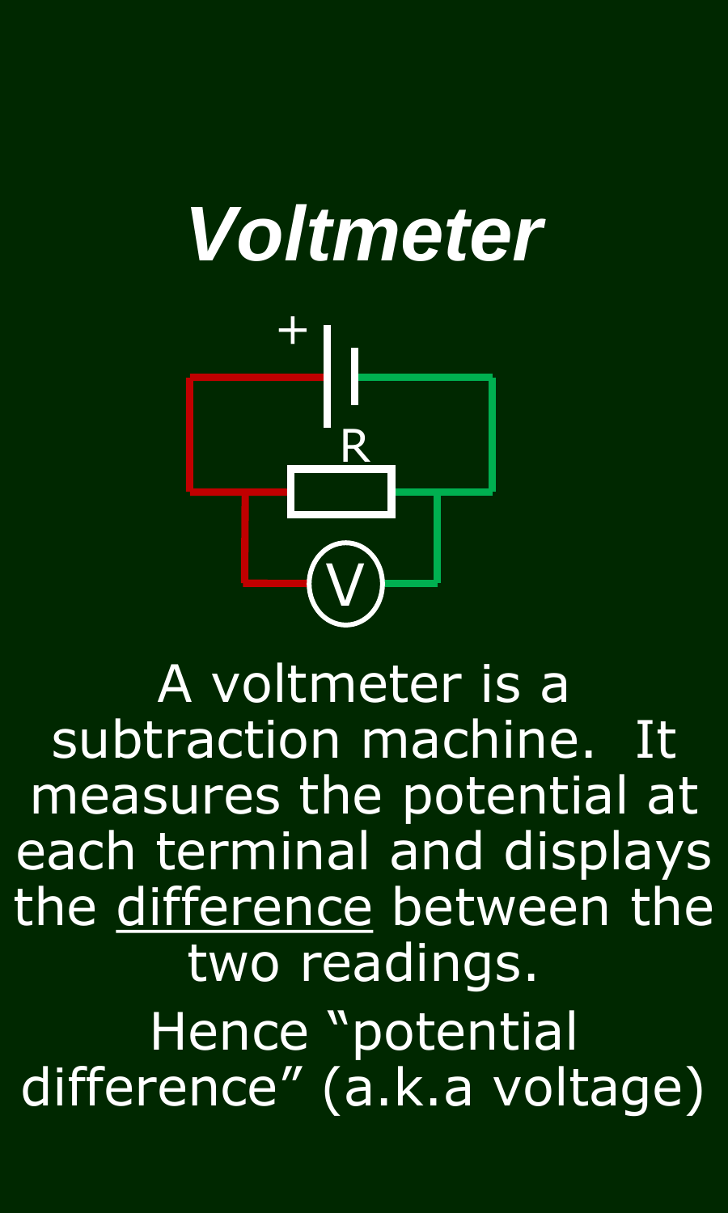# *Voltmeter*

A voltmeter is a subtraction machine.  It measures the potential at each terminal and displays the difference between the two readings.

Hence “potential difference” (a.k.a voltage)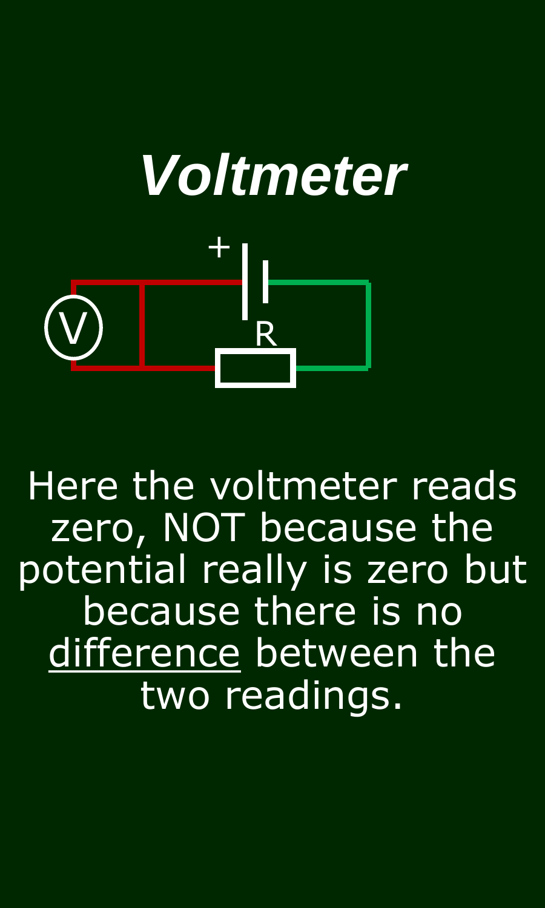# *Voltmeter*

Here the voltmeter reads zero, NOT because the potential really is zero but because there is no difference between the two readings.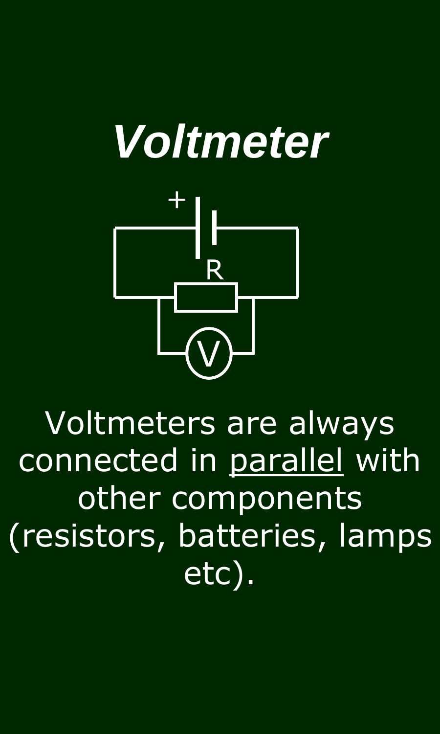# *Voltmeter*

Voltmeters are always connected in parallel with other components (resistors, batteries, lamps etc).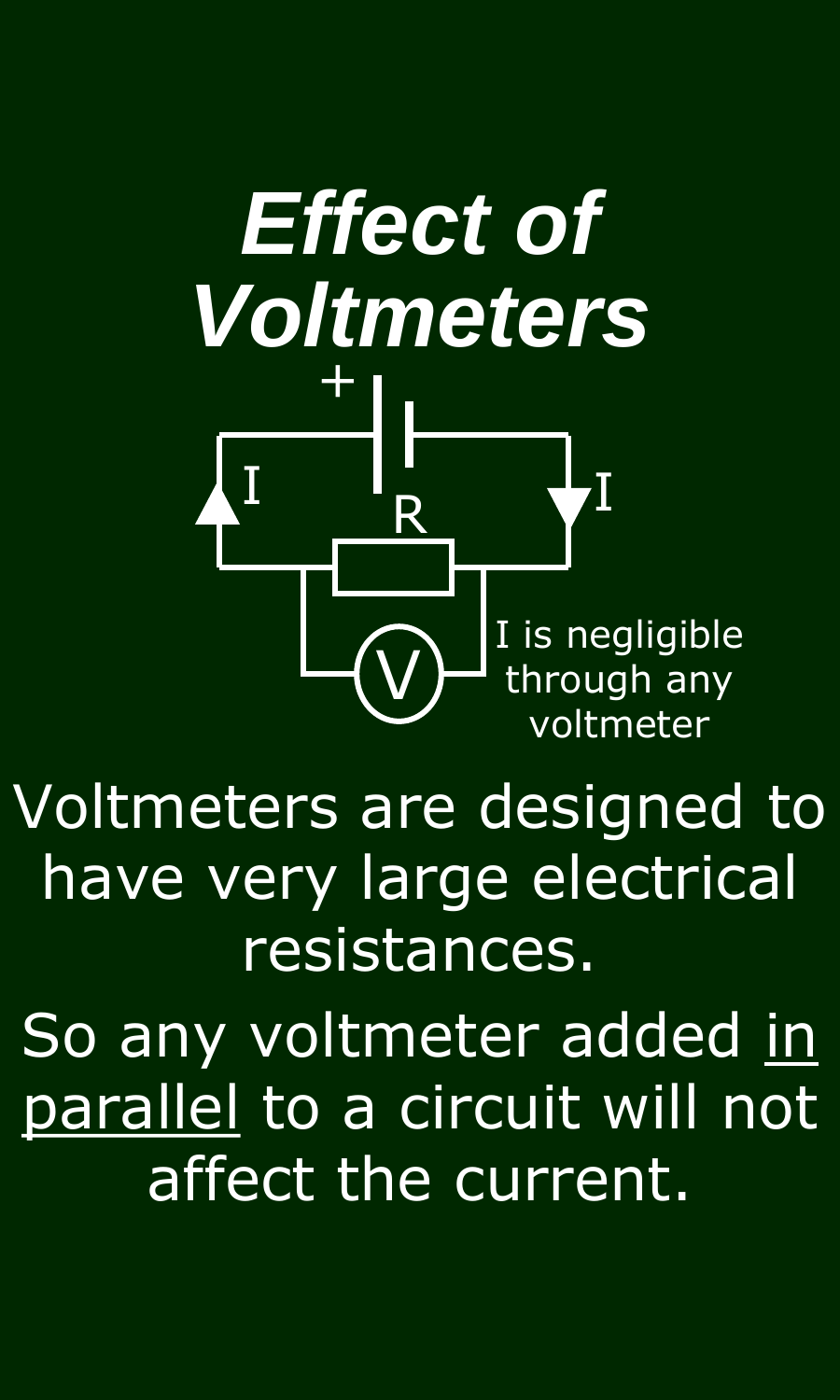# *Effect of Voltmeters*

+

I

R

I

V

I is negligible through any voltmeter

Voltmeters are designed to have very large electrical resistances.

So any voltmeter added <u>in parallel</u> to a circuit will not affect the current.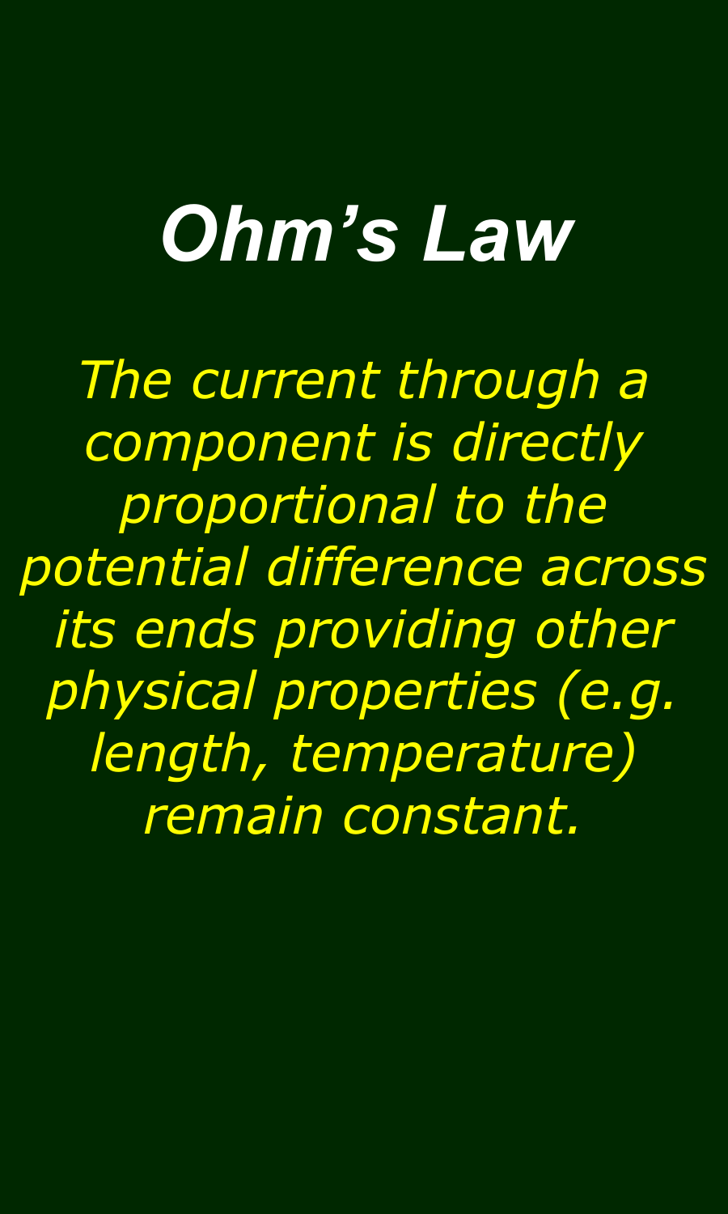# *Ohm's Law*

*The current through a component is directly proportional to the potential difference across its ends providing other physical properties (e.g. length, temperature) remain constant.*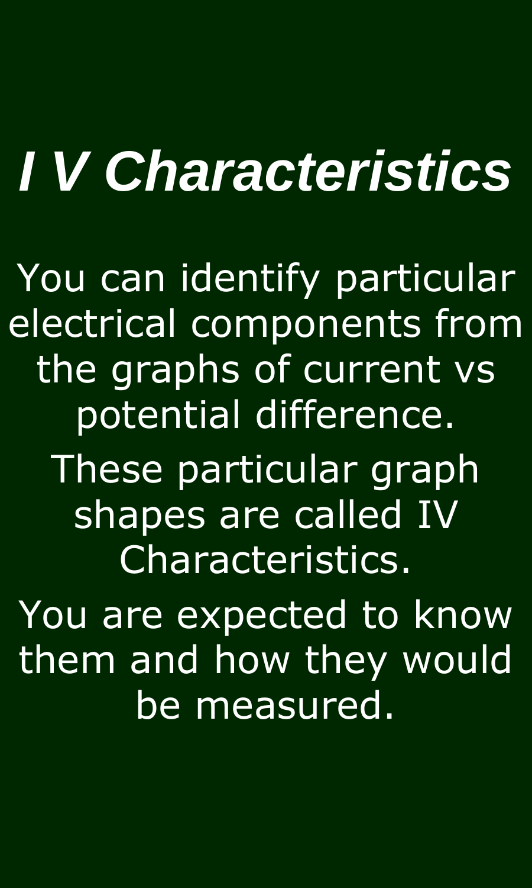# *I V Characteristics*

You can identify particular electrical components from the graphs of current vs potential difference.

These particular graph shapes are called IV Characteristics.

You are expected to know them and how they would be measured.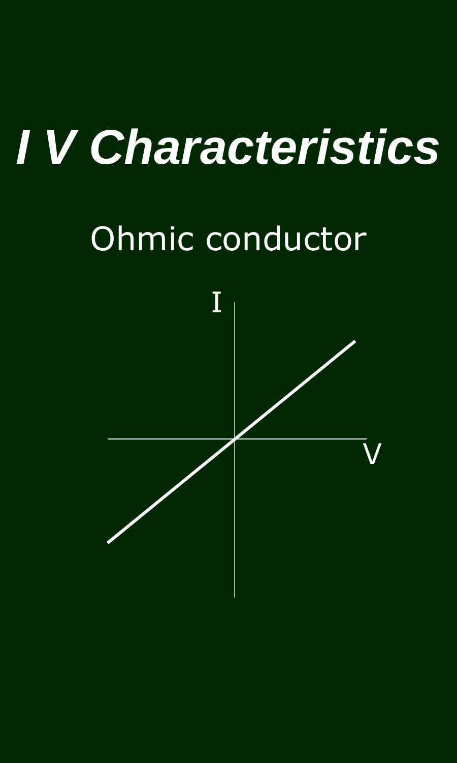# *I V Characteristics*

## Ohmic conductor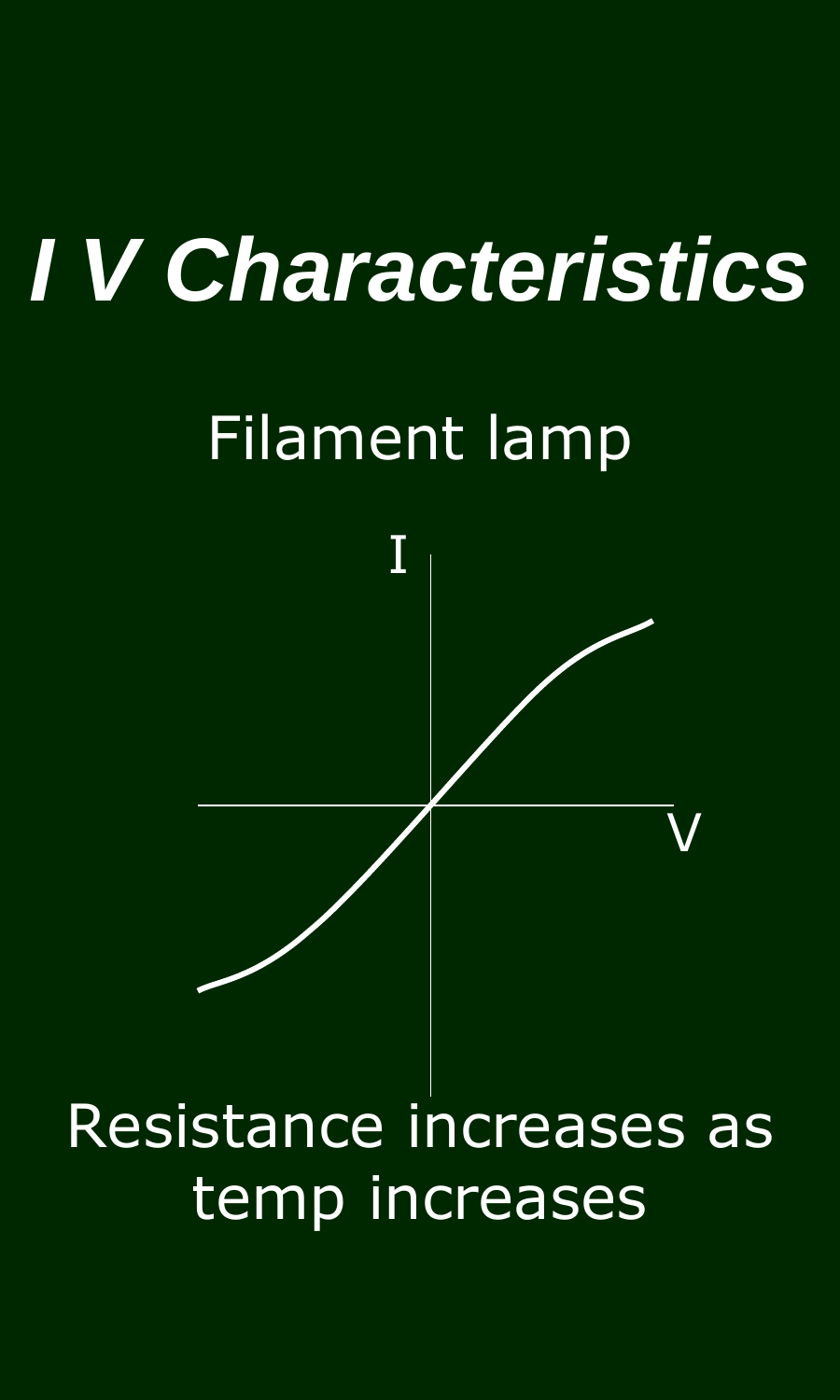# *I V Characteristics*

Filament lamp

Resistance increases as temp increases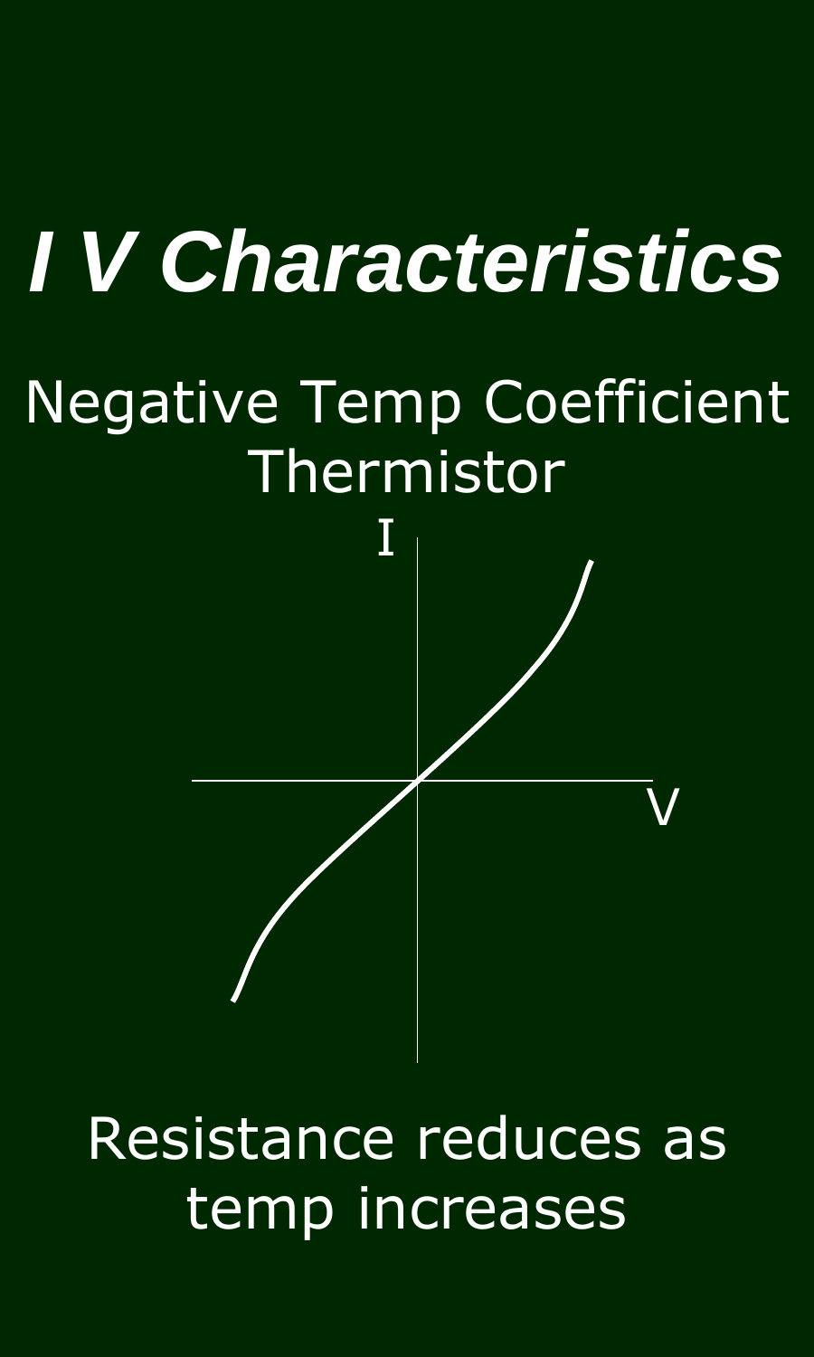# *I V Characteristics*

Negative Temp Coefficient Thermistor

I

V

Resistance reduces as temp increases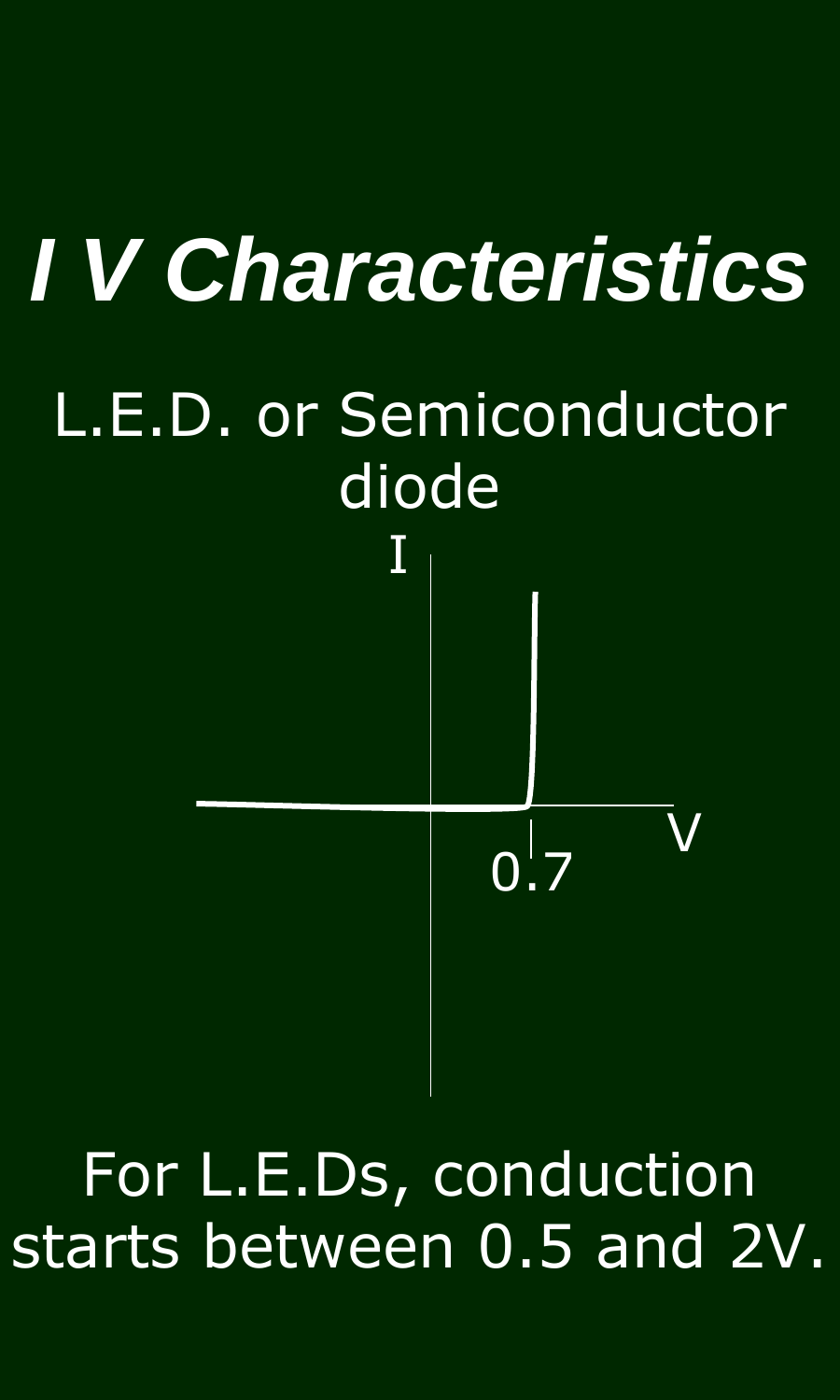# *I V Characteristics*

L.E.D. or Semiconductor diode

I

V

0.7

For L.E.Ds, conduction starts between 0.5 and 2V.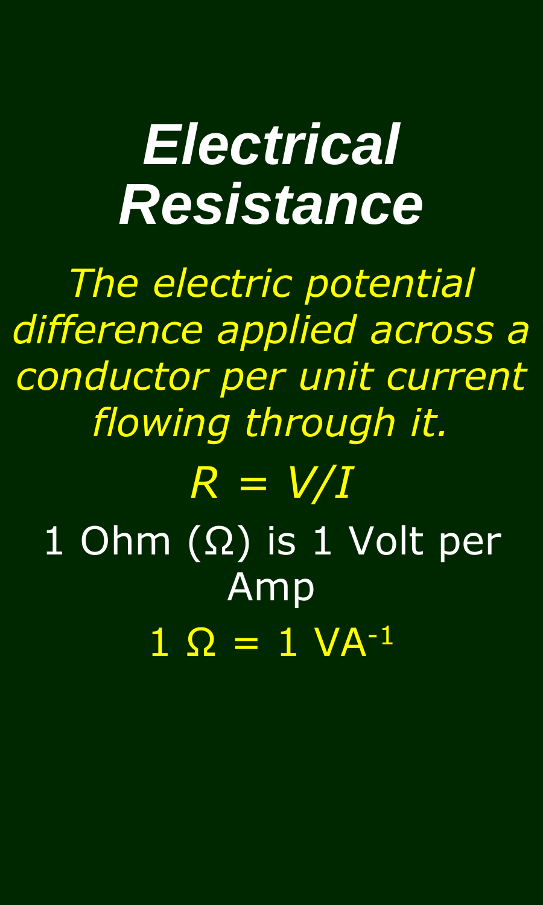# Electrical Resistance

*The electric potential difference applied across a conductor per unit current flowing through it.*

$$R = V/I$$

1 Ohm (Ω) is 1 Volt per Amp

$$1\ \Omega = 1\ VA^{-1}$$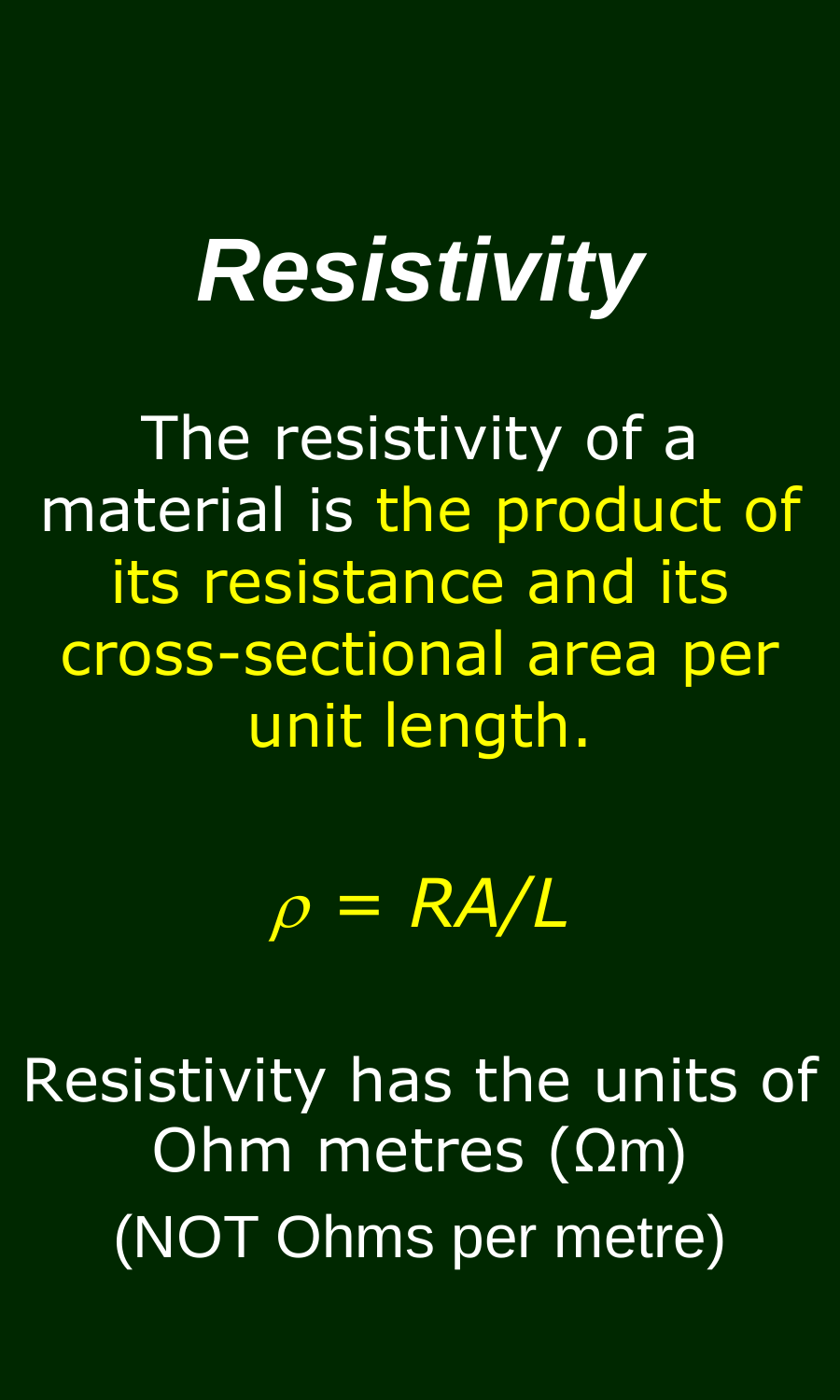# *Resistivity*

The resistivity of a material is the product of its resistance and its cross-sectional area per unit length.

$$\rho = RA/L$$

Resistivity has the units of Ohm metres (Ωm)

(NOT Ohms per metre)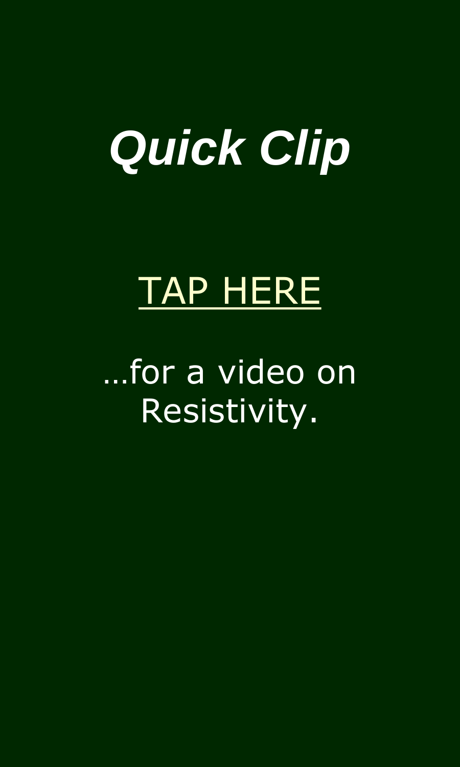# *Quick Clip*

TAP HERE

…for a video on Resistivity.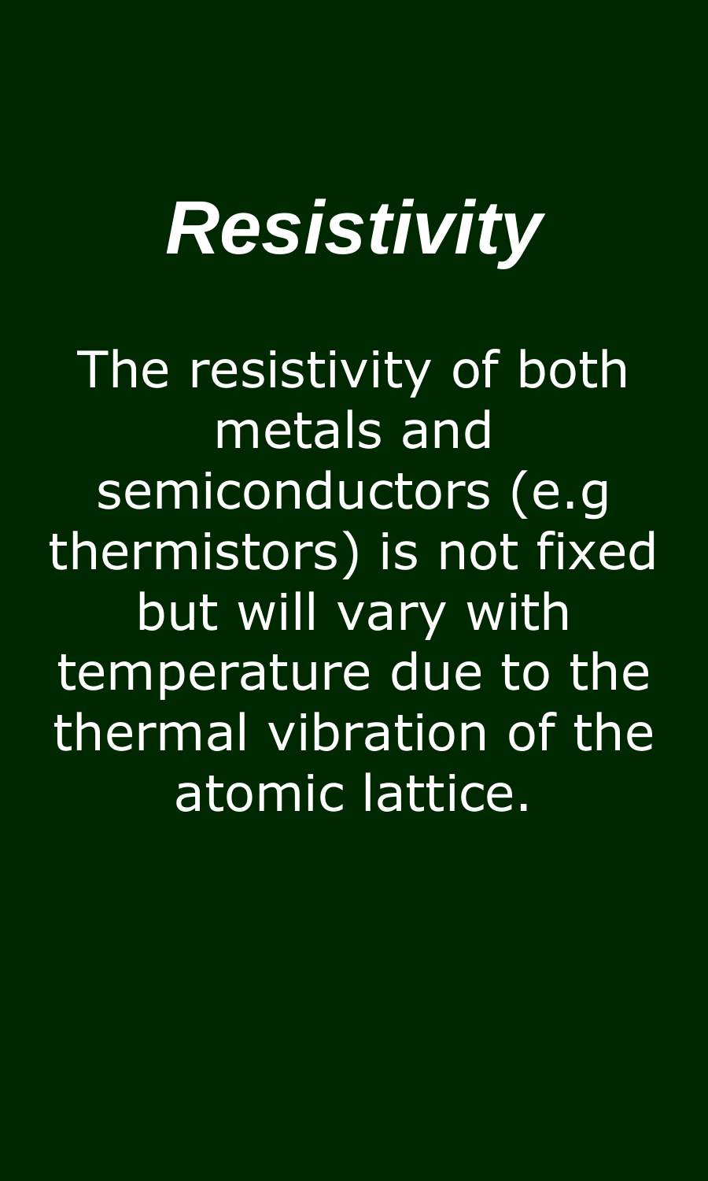# *Resistivity*

The resistivity of both metals and semiconductors (e.g thermistors) is not fixed but will vary with temperature due to the thermal vibration of the atomic lattice.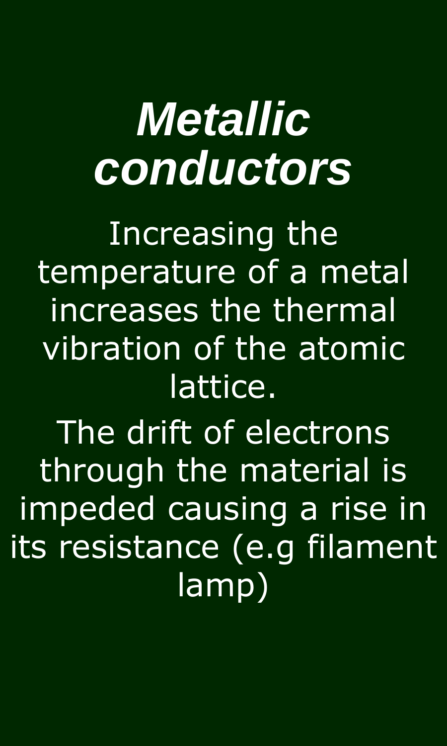# *Metallic conductors*

Increasing the temperature of a metal increases the thermal vibration of the atomic lattice.

The drift of electrons through the material is impeded causing a rise in its resistance (e.g filament lamp)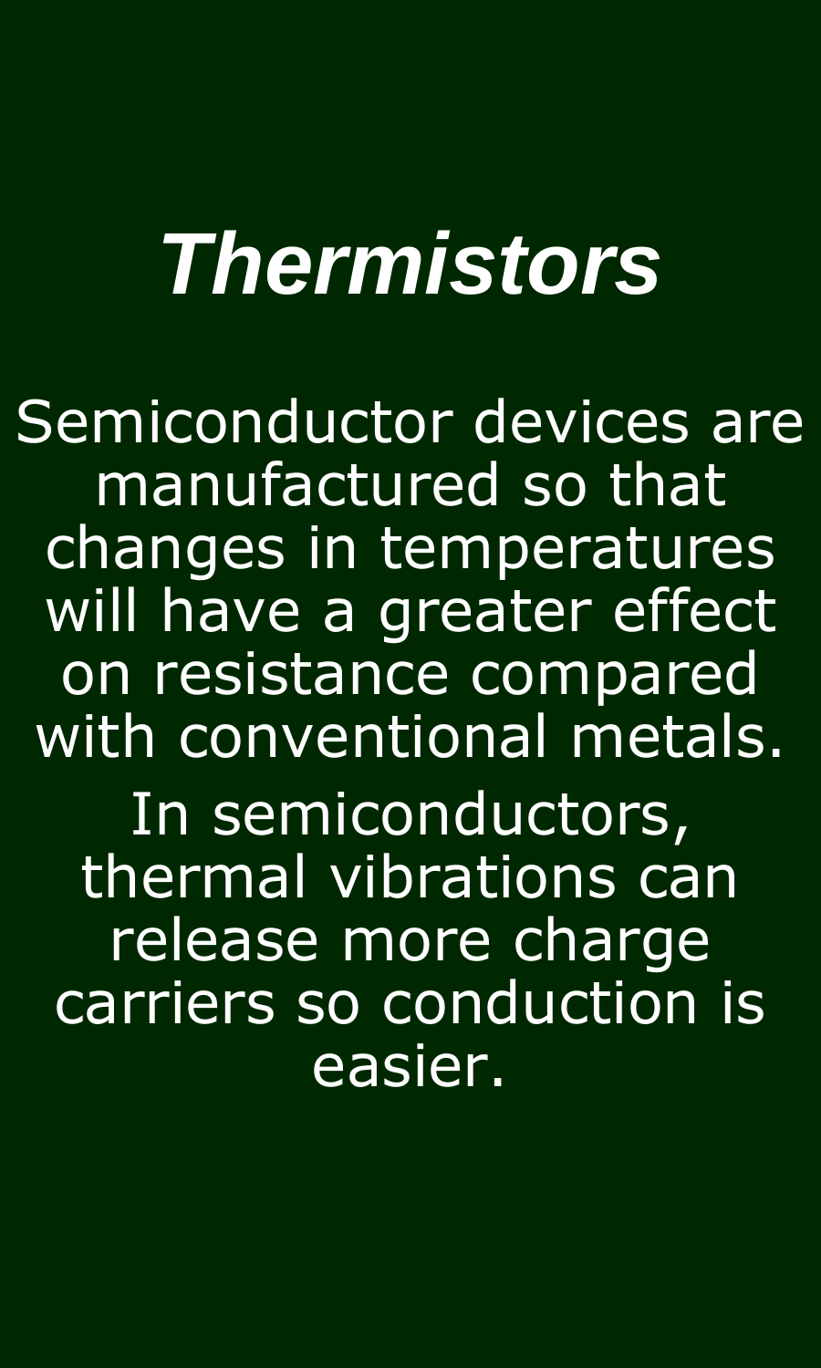# *Thermistors*

Semiconductor devices are manufactured so that changes in temperatures will have a greater effect on resistance compared with conventional metals.

In semiconductors, thermal vibrations can release more charge carriers so conduction is easier.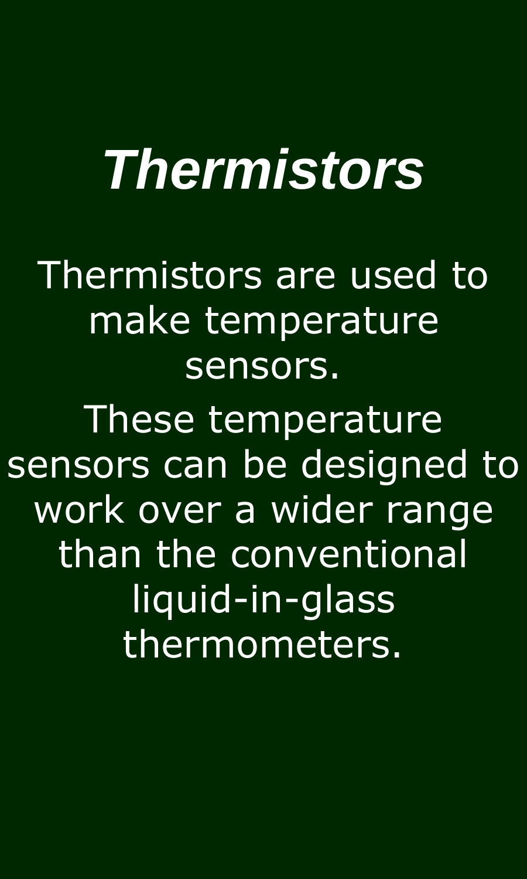# *Thermistors*

Thermistors are used to make temperature sensors.

These temperature sensors can be designed to work over a wider range than the conventional liquid-in-glass thermometers.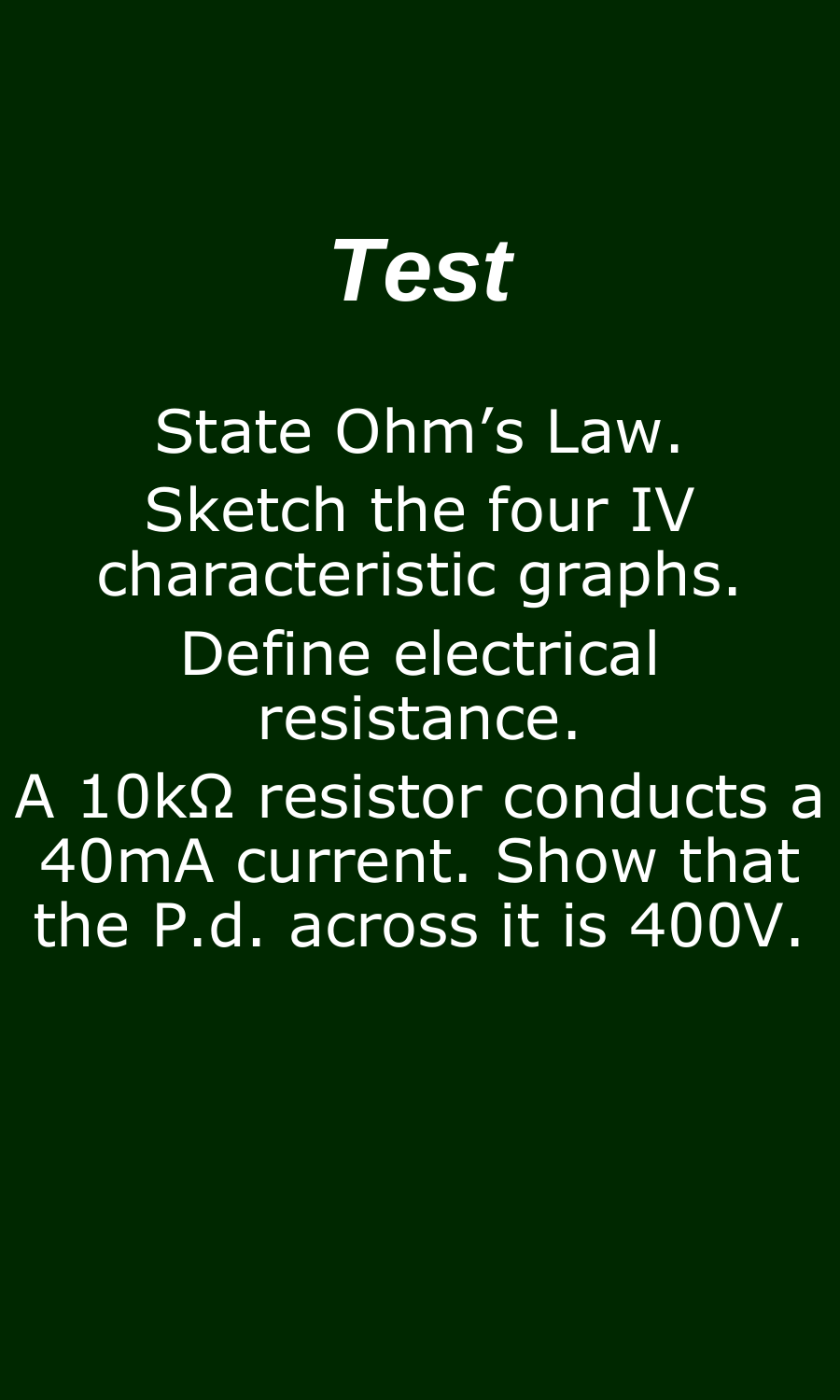# *Test*

State Ohm's Law.

Sketch the four IV characteristic graphs.

Define electrical resistance.

A 10kΩ resistor conducts a 40mA current. Show that the P.d. across it is 400V.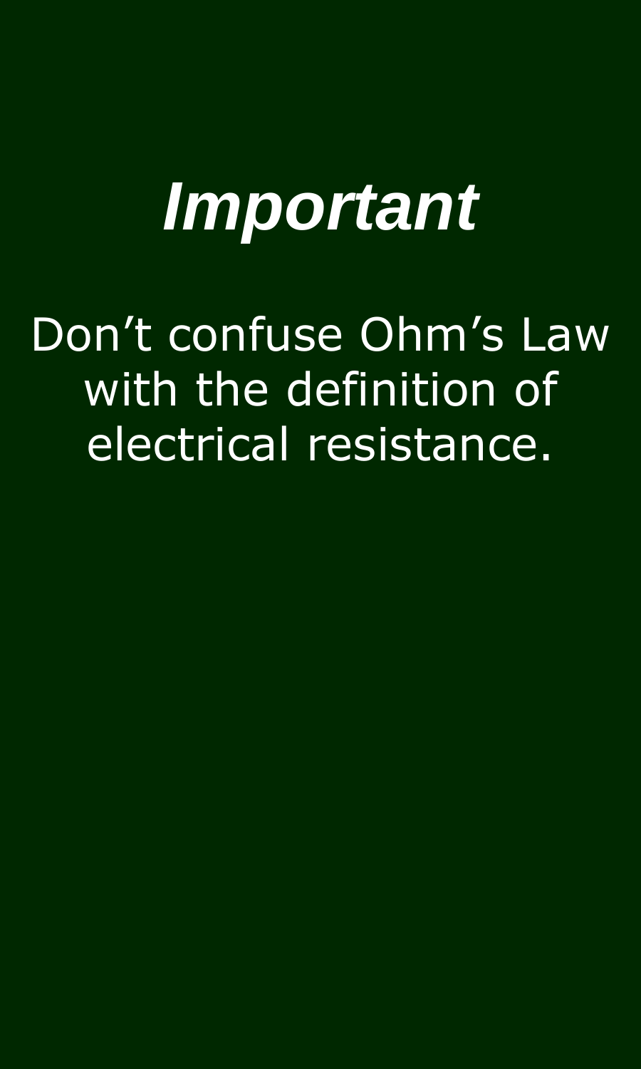# *Important*

Don’t confuse Ohm’s Law with the definition of electrical resistance.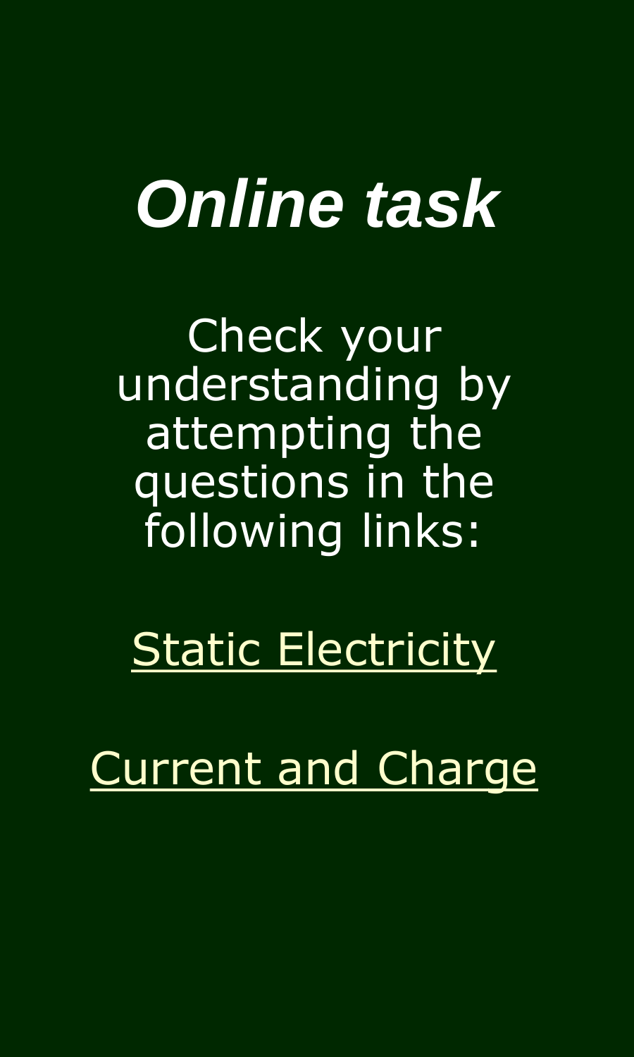# *Online task*

Check your understanding by attempting the questions in the following links:

Static Electricity

Current and Charge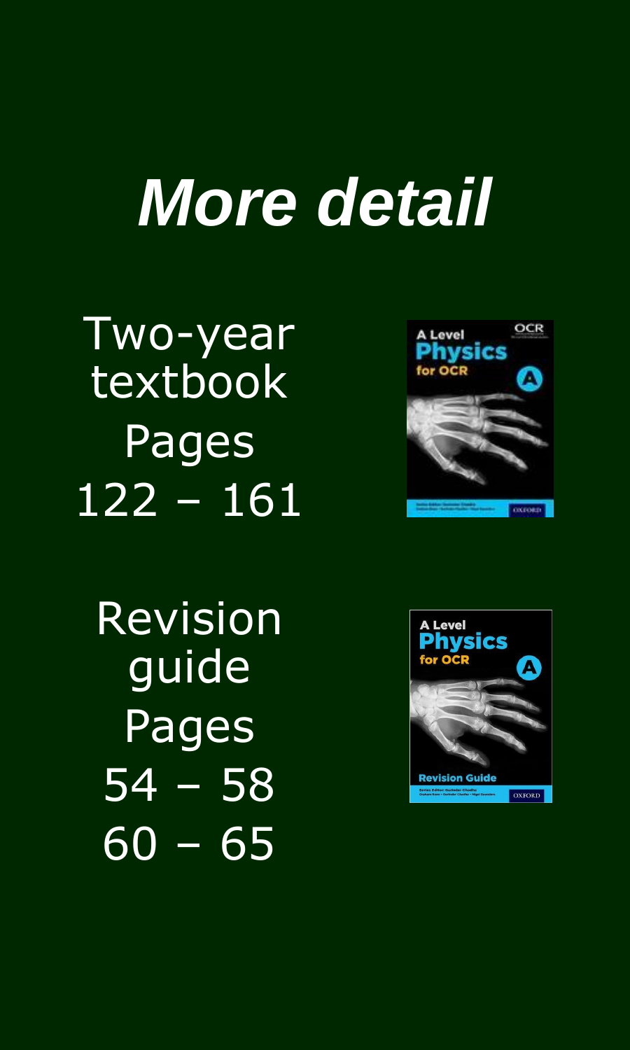# *More detail*

Two-year textbook

Pages

122 – 161

Revision guide

Pages

54 – 58

60 – 65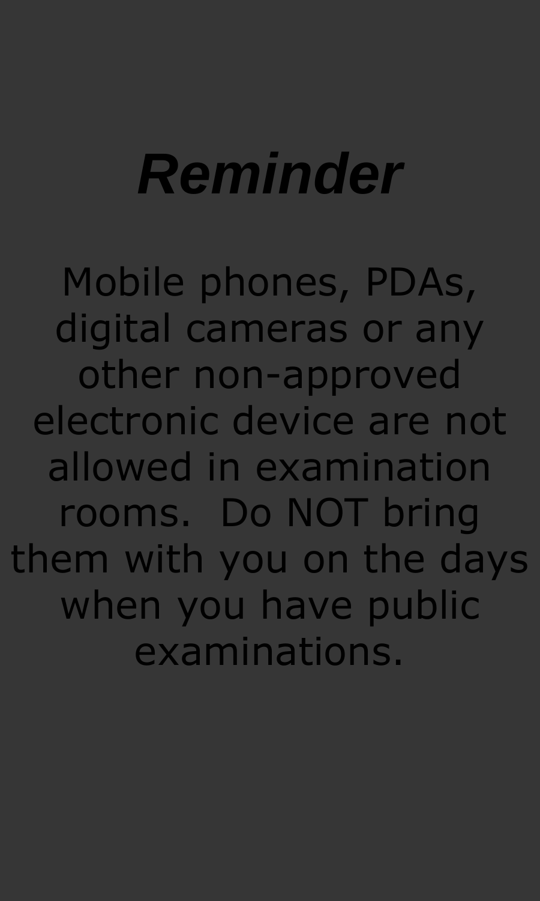# *Reminder*

Mobile phones, PDAs, digital cameras or any other non-approved electronic device are not allowed in examination rooms.  Do NOT bring them with you on the days when you have public examinations.